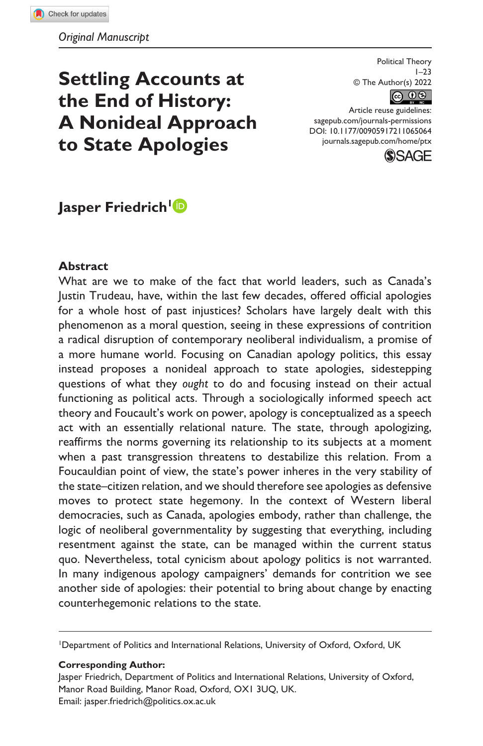Original Manuscript

# Settling Accounts at the End of History: A Nonideal Approach to State Apologies

Political Theory
1–23
© The Author(s) 2022
Article reuse guidelines:
sagepub.com/journals-permissions
DOI: 10.1177/00905917211065064
journals.sagepub.com/home/ptx

**Jasper Friedrich**[1]

## Abstract

What are we to make of the fact that world leaders, such as Canada's Justin Trudeau, have, within the last few decades, offered official apologies for a whole host of past injustices? Scholars have largely dealt with this phenomenon as a moral question, seeing in these expressions of contrition a radical disruption of contemporary neoliberal individualism, a promise of a more humane world. Focusing on Canadian apology politics, this essay instead proposes a nonideal approach to state apologies, sidestepping questions of what they *ought* to do and focusing instead on their actual functioning as political acts. Through a sociologically informed speech act theory and Foucault's work on power, apology is conceptualized as a speech act with an essentially relational nature. The state, through apologizing, reaffirms the norms governing its relationship to its subjects at a moment when a past transgression threatens to destabilize this relation. From a Foucauldian point of view, the state's power inheres in the very stability of the state–citizen relation, and we should therefore see apologies as defensive moves to protect state hegemony. In the context of Western liberal democracies, such as Canada, apologies embody, rather than challenge, the logic of neoliberal governmentality by suggesting that everything, including resentment against the state, can be managed within the current status quo. Nevertheless, total cynicism about apology politics is not warranted. In many indigenous apology campaigners' demands for contrition we see another side of apologies: their potential to bring about change by enacting counterhegemonic relations to the state.

[1]Department of Politics and International Relations, University of Oxford, Oxford, UK

**Corresponding Author:**
Jasper Friedrich, Department of Politics and International Relations, University of Oxford, Manor Road Building, Manor Road, Oxford, OX1 3UQ, UK.
Email: jasper.friedrich@politics.ox.ac.uk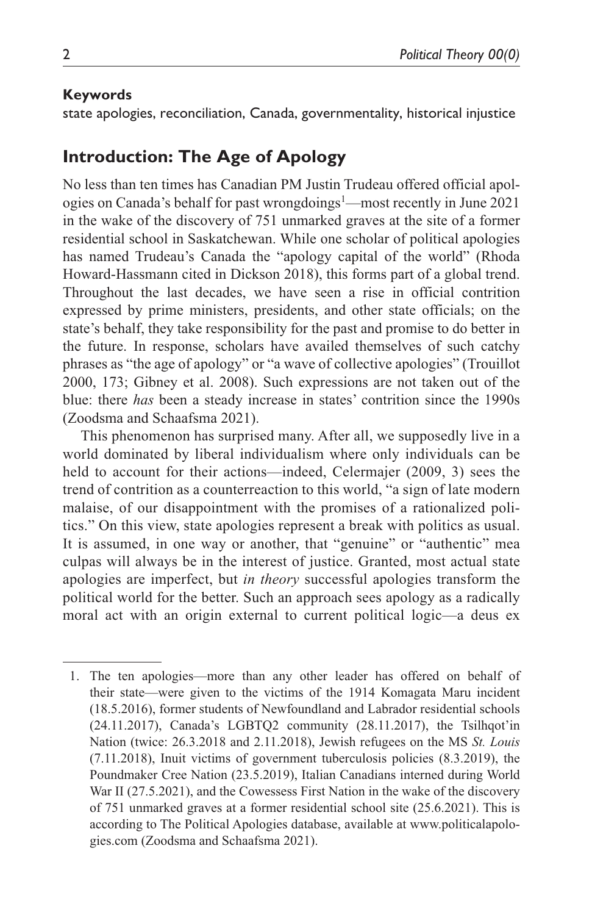**Keywords**

state apologies, reconciliation, Canada, governmentality, historical injustice

## Introduction: The Age of Apology

No less than ten times has Canadian PM Justin Trudeau offered official apologies on Canada's behalf for past wrongdoings[1]—most recently in June 2021 in the wake of the discovery of 751 unmarked graves at the site of a former residential school in Saskatchewan. While one scholar of political apologies has named Trudeau's Canada the "apology capital of the world" (Rhoda Howard-Hassmann cited in Dickson 2018), this forms part of a global trend. Throughout the last decades, we have seen a rise in official contrition expressed by prime ministers, presidents, and other state officials; on the state's behalf, they take responsibility for the past and promise to do better in the future. In response, scholars have availed themselves of such catchy phrases as "the age of apology" or "a wave of collective apologies" (Trouillot 2000, 173; Gibney et al. 2008). Such expressions are not taken out of the blue: there *has* been a steady increase in states' contrition since the 1990s (Zoodsma and Schaafsma 2021).

This phenomenon has surprised many. After all, we supposedly live in a world dominated by liberal individualism where only individuals can be held to account for their actions—indeed, Celermajer (2009, 3) sees the trend of contrition as a counterreaction to this world, "a sign of late modern malaise, of our disappointment with the promises of a rationalized politics." On this view, state apologies represent a break with politics as usual. It is assumed, in one way or another, that "genuine" or "authentic" mea culpas will always be in the interest of justice. Granted, most actual state apologies are imperfect, but *in theory* successful apologies transform the political world for the better. Such an approach sees apology as a radically moral act with an origin external to current political logic—a deus ex

1. The ten apologies—more than any other leader has offered on behalf of their state—were given to the victims of the 1914 Komagata Maru incident (18.5.2016), former students of Newfoundland and Labrador residential schools (24.11.2017), Canada's LGBTQ2 community (28.11.2017), the Tsilhqot'in Nation (twice: 26.3.2018 and 2.11.2018), Jewish refugees on the MS *St. Louis* (7.11.2018), Inuit victims of government tuberculosis policies (8.3.2019), the Poundmaker Cree Nation (23.5.2019), Italian Canadians interned during World War II (27.5.2021), and the Cowessess First Nation in the wake of the discovery of 751 unmarked graves at a former residential school site (25.6.2021). This is according to The Political Apologies database, available at www.politicalapologies.com (Zoodsma and Schaafsma 2021).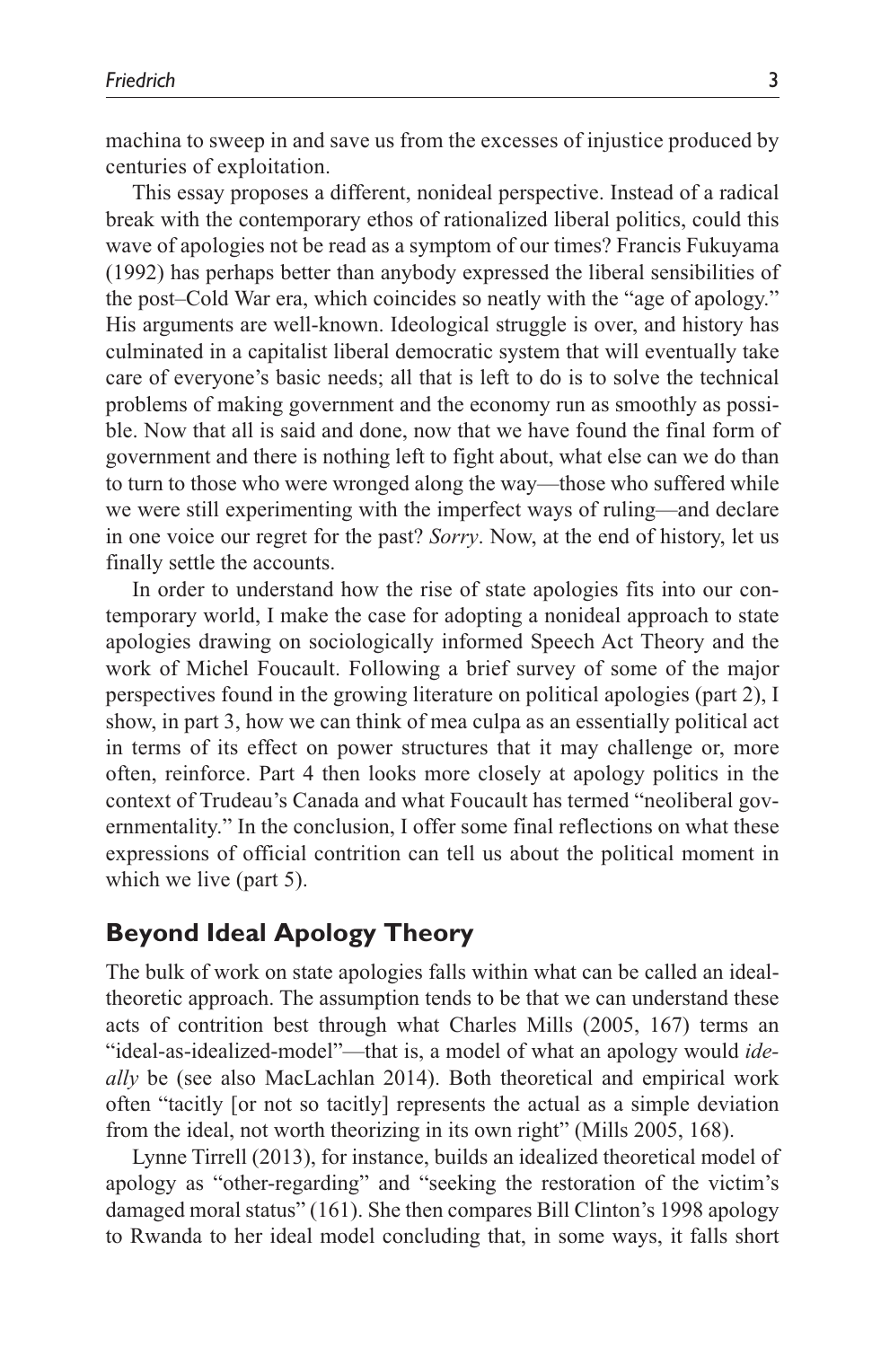machina to sweep in and save us from the excesses of injustice produced by centuries of exploitation.

This essay proposes a different, nonideal perspective. Instead of a radical break with the contemporary ethos of rationalized liberal politics, could this wave of apologies not be read as a symptom of our times? Francis Fukuyama (1992) has perhaps better than anybody expressed the liberal sensibilities of the post–Cold War era, which coincides so neatly with the "age of apology." His arguments are well-known. Ideological struggle is over, and history has culminated in a capitalist liberal democratic system that will eventually take care of everyone's basic needs; all that is left to do is to solve the technical problems of making government and the economy run as smoothly as possible. Now that all is said and done, now that we have found the final form of government and there is nothing left to fight about, what else can we do than to turn to those who were wronged along the way—those who suffered while we were still experimenting with the imperfect ways of ruling—and declare in one voice our regret for the past? *Sorry*. Now, at the end of history, let us finally settle the accounts.

In order to understand how the rise of state apologies fits into our contemporary world, I make the case for adopting a nonideal approach to state apologies drawing on sociologically informed Speech Act Theory and the work of Michel Foucault. Following a brief survey of some of the major perspectives found in the growing literature on political apologies (part 2), I show, in part 3, how we can think of mea culpa as an essentially political act in terms of its effect on power structures that it may challenge or, more often, reinforce. Part 4 then looks more closely at apology politics in the context of Trudeau's Canada and what Foucault has termed "neoliberal governmentality." In the conclusion, I offer some final reflections on what these expressions of official contrition can tell us about the political moment in which we live (part 5).

## Beyond Ideal Apology Theory

The bulk of work on state apologies falls within what can be called an ideal-theoretic approach. The assumption tends to be that we can understand these acts of contrition best through what Charles Mills (2005, 167) terms an "ideal-as-idealized-model"—that is, a model of what an apology would *ideally* be (see also MacLachlan 2014). Both theoretical and empirical work often "tacitly [or not so tacitly] represents the actual as a simple deviation from the ideal, not worth theorizing in its own right" (Mills 2005, 168).

Lynne Tirrell (2013), for instance, builds an idealized theoretical model of apology as "other-regarding" and "seeking the restoration of the victim's damaged moral status" (161). She then compares Bill Clinton's 1998 apology to Rwanda to her ideal model concluding that, in some ways, it falls short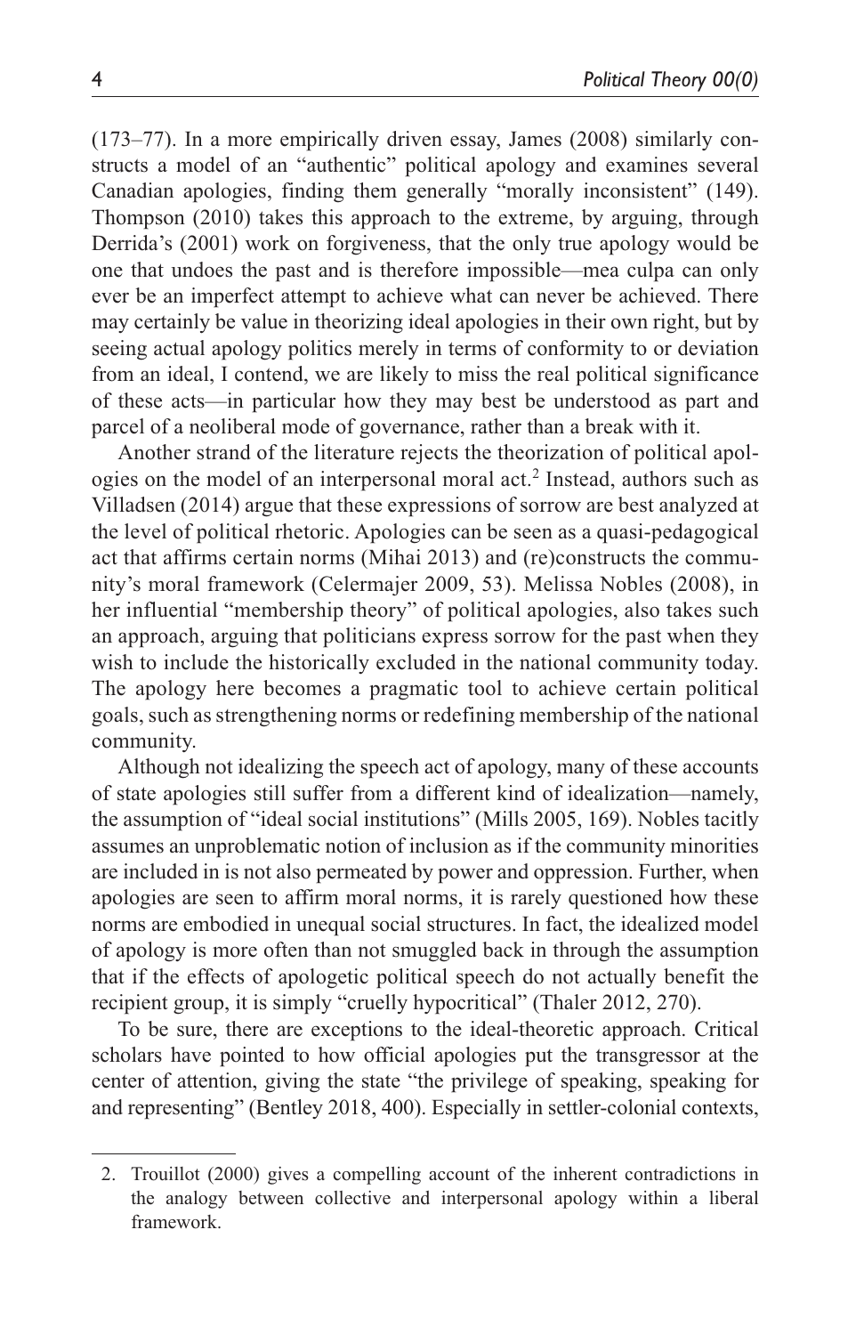(173–77). In a more empirically driven essay, James (2008) similarly constructs a model of an "authentic" political apology and examines several Canadian apologies, finding them generally "morally inconsistent" (149). Thompson (2010) takes this approach to the extreme, by arguing, through Derrida's (2001) work on forgiveness, that the only true apology would be one that undoes the past and is therefore impossible—mea culpa can only ever be an imperfect attempt to achieve what can never be achieved. There may certainly be value in theorizing ideal apologies in their own right, but by seeing actual apology politics merely in terms of conformity to or deviation from an ideal, I contend, we are likely to miss the real political significance of these acts—in particular how they may best be understood as part and parcel of a neoliberal mode of governance, rather than a break with it.

Another strand of the literature rejects the theorization of political apologies on the model of an interpersonal moral act.[2] Instead, authors such as Villadsen (2014) argue that these expressions of sorrow are best analyzed at the level of political rhetoric. Apologies can be seen as a quasi-pedagogical act that affirms certain norms (Mihai 2013) and (re)constructs the community's moral framework (Celermajer 2009, 53). Melissa Nobles (2008), in her influential "membership theory" of political apologies, also takes such an approach, arguing that politicians express sorrow for the past when they wish to include the historically excluded in the national community today. The apology here becomes a pragmatic tool to achieve certain political goals, such as strengthening norms or redefining membership of the national community.

Although not idealizing the speech act of apology, many of these accounts of state apologies still suffer from a different kind of idealization—namely, the assumption of "ideal social institutions" (Mills 2005, 169). Nobles tacitly assumes an unproblematic notion of inclusion as if the community minorities are included in is not also permeated by power and oppression. Further, when apologies are seen to affirm moral norms, it is rarely questioned how these norms are embodied in unequal social structures. In fact, the idealized model of apology is more often than not smuggled back in through the assumption that if the effects of apologetic political speech do not actually benefit the recipient group, it is simply "cruelly hypocritical" (Thaler 2012, 270).

To be sure, there are exceptions to the ideal-theoretic approach. Critical scholars have pointed to how official apologies put the transgressor at the center of attention, giving the state "the privilege of speaking, speaking for and representing" (Bentley 2018, 400). Especially in settler-colonial contexts,

2. Trouillot (2000) gives a compelling account of the inherent contradictions in the analogy between collective and interpersonal apology within a liberal framework.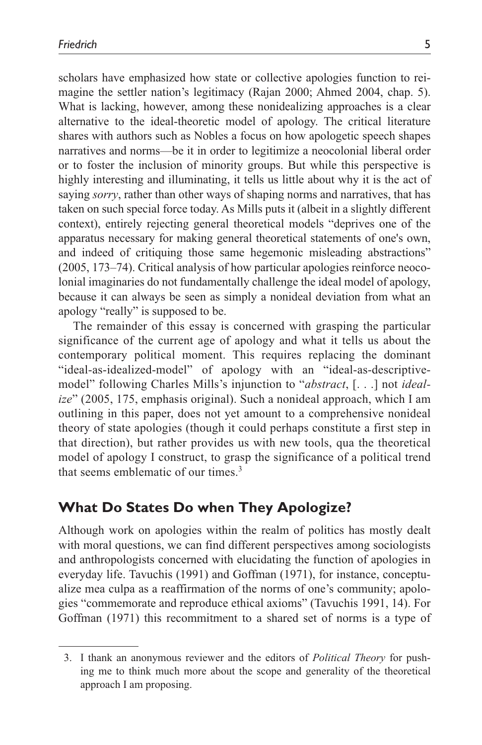scholars have emphasized how state or collective apologies function to reimagine the settler nation's legitimacy (Rajan 2000; Ahmed 2004, chap. 5). What is lacking, however, among these nonidealizing approaches is a clear alternative to the ideal-theoretic model of apology. The critical literature shares with authors such as Nobles a focus on how apologetic speech shapes narratives and norms—be it in order to legitimize a neocolonial liberal order or to foster the inclusion of minority groups. But while this perspective is highly interesting and illuminating, it tells us little about why it is the act of saying *sorry*, rather than other ways of shaping norms and narratives, that has taken on such special force today. As Mills puts it (albeit in a slightly different context), entirely rejecting general theoretical models "deprives one of the apparatus necessary for making general theoretical statements of one's own, and indeed of critiquing those same hegemonic misleading abstractions" (2005, 173–74). Critical analysis of how particular apologies reinforce neocolonial imaginaries do not fundamentally challenge the ideal model of apology, because it can always be seen as simply a nonideal deviation from what an apology "really" is supposed to be.

The remainder of this essay is concerned with grasping the particular significance of the current age of apology and what it tells us about the contemporary political moment. This requires replacing the dominant "ideal-as-idealized-model" of apology with an "ideal-as-descriptive-model" following Charles Mills's injunction to "*abstract*, [. . .] not *idealize*" (2005, 175, emphasis original). Such a nonideal approach, which I am outlining in this paper, does not yet amount to a comprehensive nonideal theory of state apologies (though it could perhaps constitute a first step in that direction), but rather provides us with new tools, qua the theoretical model of apology I construct, to grasp the significance of a political trend that seems emblematic of our times.[3]

## What Do States Do when They Apologize?

Although work on apologies within the realm of politics has mostly dealt with moral questions, we can find different perspectives among sociologists and anthropologists concerned with elucidating the function of apologies in everyday life. Tavuchis (1991) and Goffman (1971), for instance, conceptualize mea culpa as a reaffirmation of the norms of one's community; apologies "commemorate and reproduce ethical axioms" (Tavuchis 1991, 14). For Goffman (1971) this recommitment to a shared set of norms is a type of

3. I thank an anonymous reviewer and the editors of *Political Theory* for pushing me to think much more about the scope and generality of the theoretical approach I am proposing.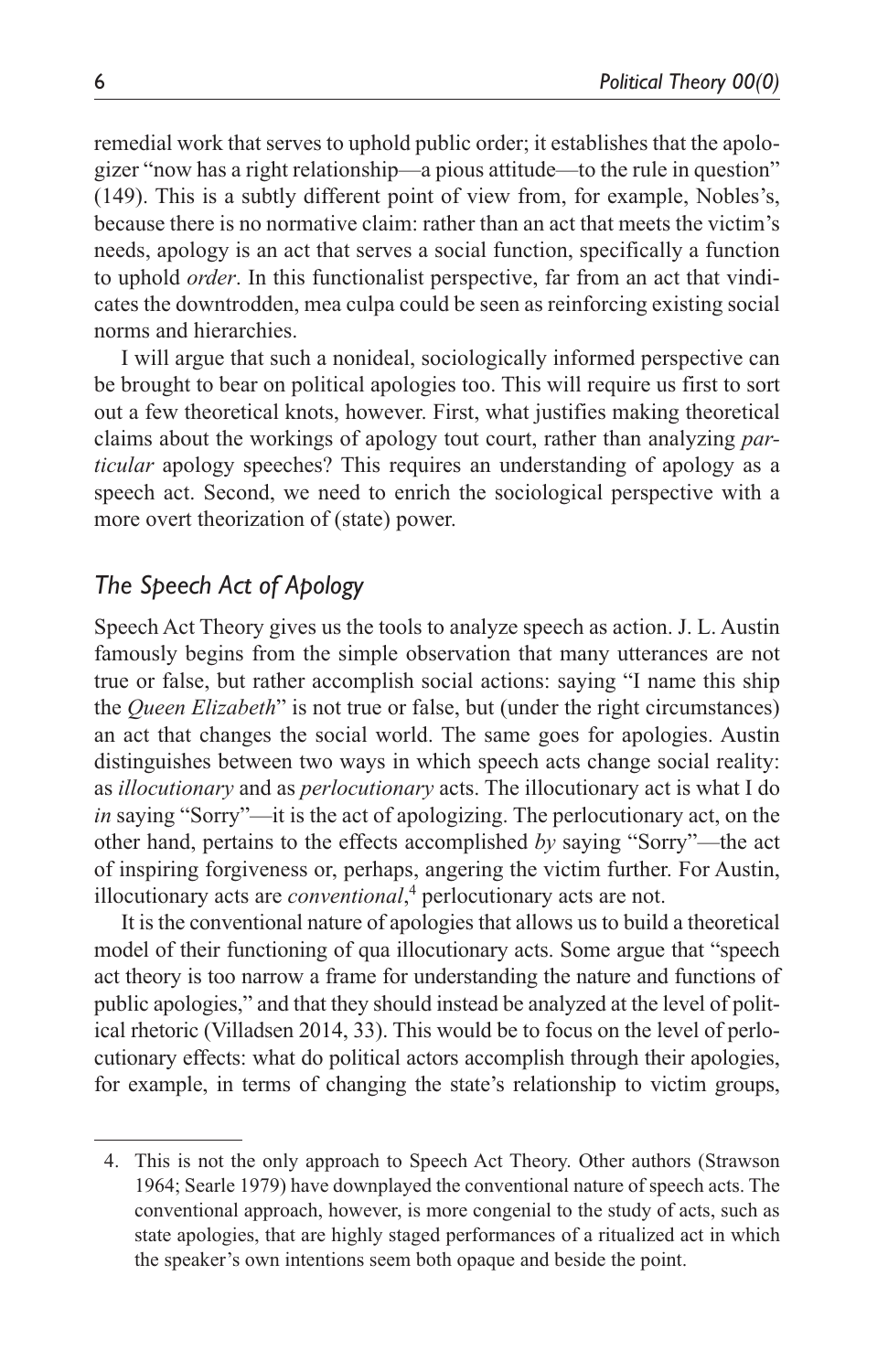remedial work that serves to uphold public order; it establishes that the apologizer "now has a right relationship—a pious attitude—to the rule in question" (149). This is a subtly different point of view from, for example, Nobles's, because there is no normative claim: rather than an act that meets the victim's needs, apology is an act that serves a social function, specifically a function to uphold *order*. In this functionalist perspective, far from an act that vindicates the downtrodden, mea culpa could be seen as reinforcing existing social norms and hierarchies.

I will argue that such a nonideal, sociologically informed perspective can be brought to bear on political apologies too. This will require us first to sort out a few theoretical knots, however. First, what justifies making theoretical claims about the workings of apology tout court, rather than analyzing *particular* apology speeches? This requires an understanding of apology as a speech act. Second, we need to enrich the sociological perspective with a more overt theorization of (state) power.

## *The Speech Act of Apology*

Speech Act Theory gives us the tools to analyze speech as action. J. L. Austin famously begins from the simple observation that many utterances are not true or false, but rather accomplish social actions: saying "I name this ship the *Queen Elizabeth*" is not true or false, but (under the right circumstances) an act that changes the social world. The same goes for apologies. Austin distinguishes between two ways in which speech acts change social reality: as *illocutionary* and as *perlocutionary* acts. The illocutionary act is what I do *in* saying "Sorry"—it is the act of apologizing. The perlocutionary act, on the other hand, pertains to the effects accomplished *by* saying "Sorry"—the act of inspiring forgiveness or, perhaps, angering the victim further. For Austin, illocutionary acts are *conventional*,[4] perlocutionary acts are not.

It is the conventional nature of apologies that allows us to build a theoretical model of their functioning of qua illocutionary acts. Some argue that "speech act theory is too narrow a frame for understanding the nature and functions of public apologies," and that they should instead be analyzed at the level of political rhetoric (Villadsen 2014, 33). This would be to focus on the level of perlocutionary effects: what do political actors accomplish through their apologies, for example, in terms of changing the state's relationship to victim groups,

4. This is not the only approach to Speech Act Theory. Other authors (Strawson 1964; Searle 1979) have downplayed the conventional nature of speech acts. The conventional approach, however, is more congenial to the study of acts, such as state apologies, that are highly staged performances of a ritualized act in which the speaker's own intentions seem both opaque and beside the point.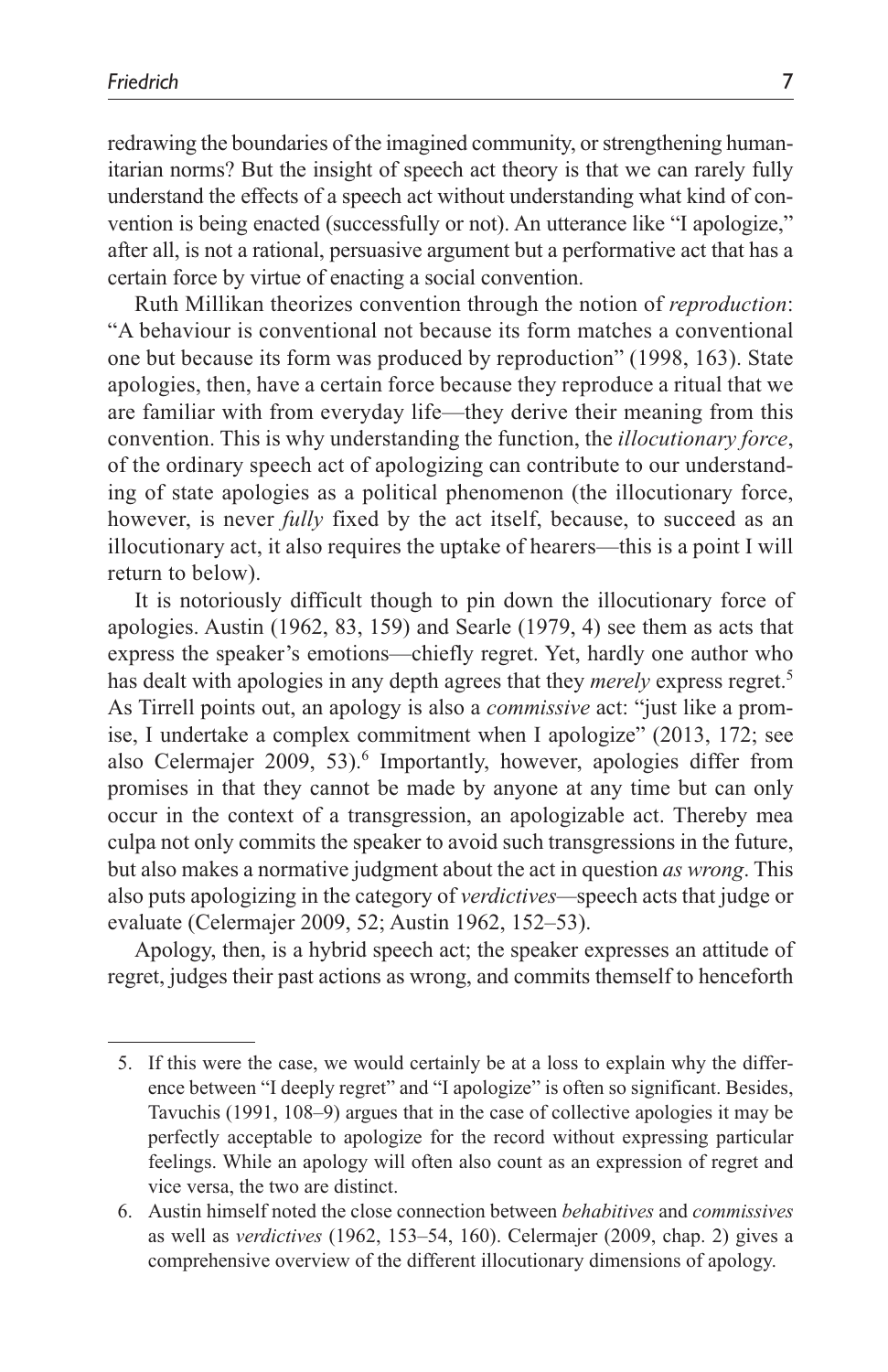redrawing the boundaries of the imagined community, or strengthening humanitarian norms? But the insight of speech act theory is that we can rarely fully understand the effects of a speech act without understanding what kind of convention is being enacted (successfully or not). An utterance like "I apologize," after all, is not a rational, persuasive argument but a performative act that has a certain force by virtue of enacting a social convention.

Ruth Millikan theorizes convention through the notion of *reproduction*: "A behaviour is conventional not because its form matches a conventional one but because its form was produced by reproduction" (1998, 163). State apologies, then, have a certain force because they reproduce a ritual that we are familiar with from everyday life—they derive their meaning from this convention. This is why understanding the function, the *illocutionary force*, of the ordinary speech act of apologizing can contribute to our understanding of state apologies as a political phenomenon (the illocutionary force, however, is never *fully* fixed by the act itself, because, to succeed as an illocutionary act, it also requires the uptake of hearers—this is a point I will return to below).

It is notoriously difficult though to pin down the illocutionary force of apologies. Austin (1962, 83, 159) and Searle (1979, 4) see them as acts that express the speaker's emotions—chiefly regret. Yet, hardly one author who has dealt with apologies in any depth agrees that they *merely* express regret.[5] As Tirrell points out, an apology is also a *commissive* act: "just like a promise, I undertake a complex commitment when I apologize" (2013, 172; see also Celermajer 2009, 53).[6] Importantly, however, apologies differ from promises in that they cannot be made by anyone at any time but can only occur in the context of a transgression, an apologizable act. Thereby mea culpa not only commits the speaker to avoid such transgressions in the future, but also makes a normative judgment about the act in question *as wrong*. This also puts apologizing in the category of *verdictives*—speech acts that judge or evaluate (Celermajer 2009, 52; Austin 1962, 152–53).

Apology, then, is a hybrid speech act; the speaker expresses an attitude of regret, judges their past actions as wrong, and commits themself to henceforth

5. If this were the case, we would certainly be at a loss to explain why the difference between "I deeply regret" and "I apologize" is often so significant. Besides, Tavuchis (1991, 108–9) argues that in the case of collective apologies it may be perfectly acceptable to apologize for the record without expressing particular feelings. While an apology will often also count as an expression of regret and vice versa, the two are distinct.

6. Austin himself noted the close connection between *behabitives* and *commissives* as well as *verdictives* (1962, 153–54, 160). Celermajer (2009, chap. 2) gives a comprehensive overview of the different illocutionary dimensions of apology.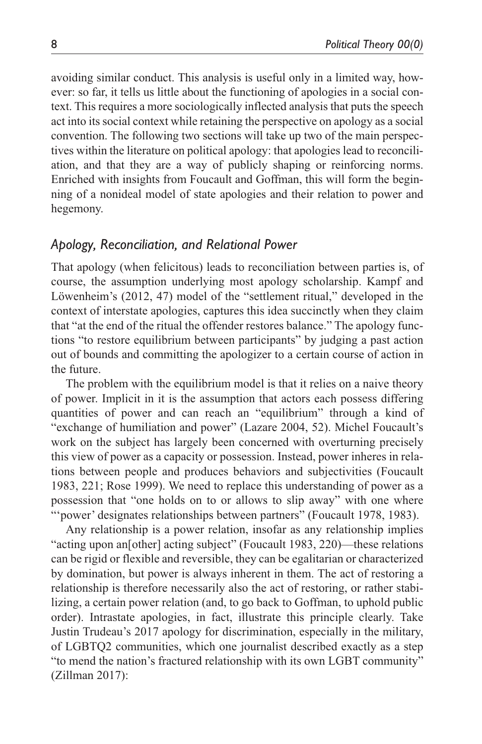avoiding similar conduct. This analysis is useful only in a limited way, however: so far, it tells us little about the functioning of apologies in a social context. This requires a more sociologically inflected analysis that puts the speech act into its social context while retaining the perspective on apology as a social convention. The following two sections will take up two of the main perspectives within the literature on political apology: that apologies lead to reconciliation, and that they are a way of publicly shaping or reinforcing norms. Enriched with insights from Foucault and Goffman, this will form the beginning of a nonideal model of state apologies and their relation to power and hegemony.

## *Apology, Reconciliation, and Relational Power*

That apology (when felicitous) leads to reconciliation between parties is, of course, the assumption underlying most apology scholarship. Kampf and Löwenheim's (2012, 47) model of the "settlement ritual," developed in the context of interstate apologies, captures this idea succinctly when they claim that "at the end of the ritual the offender restores balance." The apology functions "to restore equilibrium between participants" by judging a past action out of bounds and committing the apologizer to a certain course of action in the future.

The problem with the equilibrium model is that it relies on a naive theory of power. Implicit in it is the assumption that actors each possess differing quantities of power and can reach an "equilibrium" through a kind of "exchange of humiliation and power" (Lazare 2004, 52). Michel Foucault's work on the subject has largely been concerned with overturning precisely this view of power as a capacity or possession. Instead, power inheres in relations between people and produces behaviors and subjectivities (Foucault 1983, 221; Rose 1999). We need to replace this understanding of power as a possession that "one holds on to or allows to slip away" with one where "'power' designates relationships between partners" (Foucault 1978, 1983).

Any relationship is a power relation, insofar as any relationship implies "acting upon an[other] acting subject" (Foucault 1983, 220)—these relations can be rigid or flexible and reversible, they can be egalitarian or characterized by domination, but power is always inherent in them. The act of restoring a relationship is therefore necessarily also the act of restoring, or rather stabilizing, a certain power relation (and, to go back to Goffman, to uphold public order). Intrastate apologies, in fact, illustrate this principle clearly. Take Justin Trudeau's 2017 apology for discrimination, especially in the military, of LGBTQ2 communities, which one journalist described exactly as a step "to mend the nation's fractured relationship with its own LGBT community" (Zillman 2017):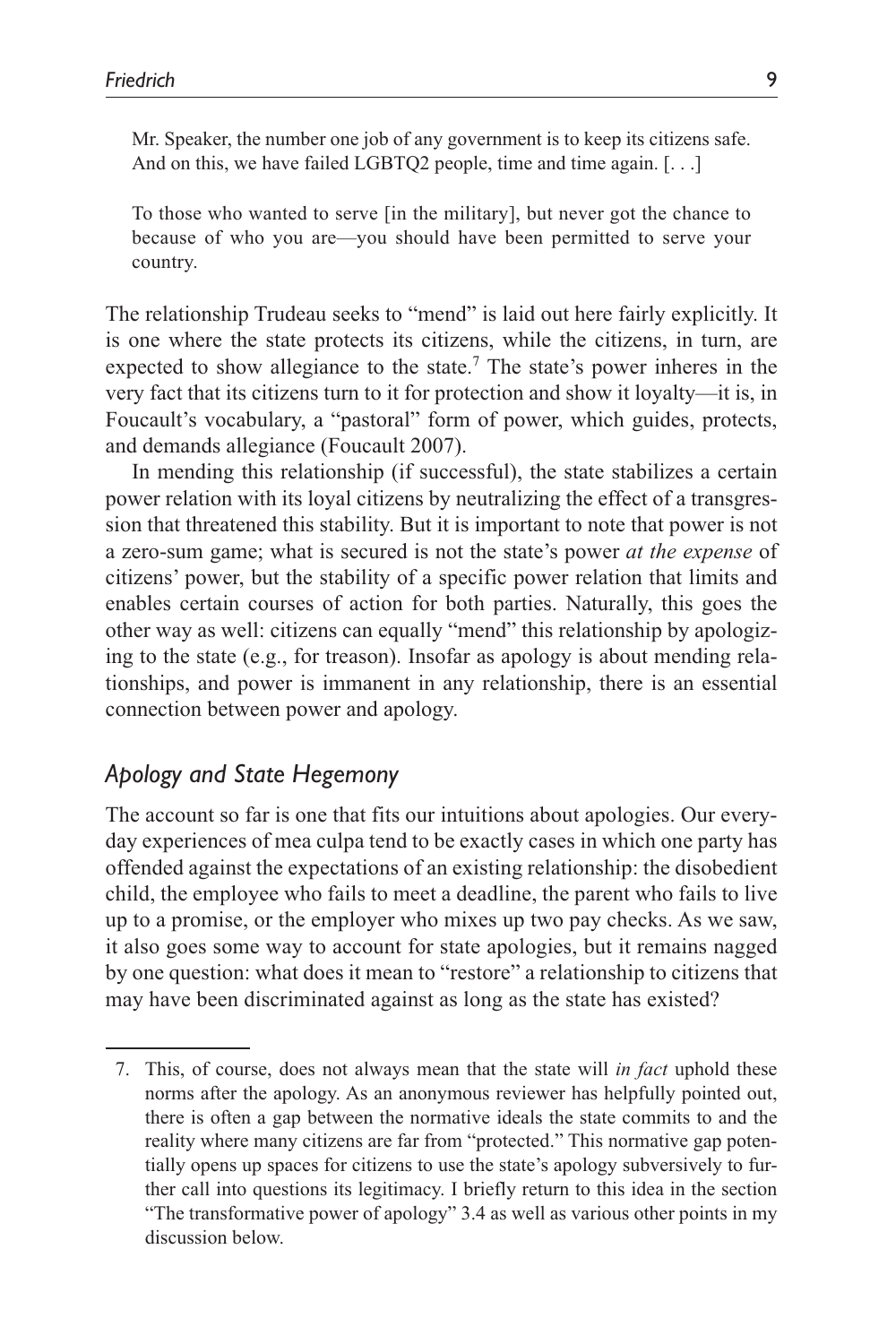> Mr. Speaker, the number one job of any government is to keep its citizens safe. And on this, we have failed LGBTQ2 people, time and time again. [. . .]
>
> To those who wanted to serve [in the military], but never got the chance to because of who you are—you should have been permitted to serve your country.

The relationship Trudeau seeks to "mend" is laid out here fairly explicitly. It is one where the state protects its citizens, while the citizens, in turn, are expected to show allegiance to the state.[7] The state's power inheres in the very fact that its citizens turn to it for protection and show it loyalty—it is, in Foucault's vocabulary, a "pastoral" form of power, which guides, protects, and demands allegiance (Foucault 2007).

In mending this relationship (if successful), the state stabilizes a certain power relation with its loyal citizens by neutralizing the effect of a transgression that threatened this stability. But it is important to note that power is not a zero-sum game; what is secured is not the state's power *at the expense* of citizens' power, but the stability of a specific power relation that limits and enables certain courses of action for both parties. Naturally, this goes the other way as well: citizens can equally "mend" this relationship by apologizing to the state (e.g., for treason). Insofar as apology is about mending relationships, and power is immanent in any relationship, there is an essential connection between power and apology.

## *Apology and State Hegemony*

The account so far is one that fits our intuitions about apologies. Our everyday experiences of mea culpa tend to be exactly cases in which one party has offended against the expectations of an existing relationship: the disobedient child, the employee who fails to meet a deadline, the parent who fails to live up to a promise, or the employer who mixes up two pay checks. As we saw, it also goes some way to account for state apologies, but it remains nagged by one question: what does it mean to "restore" a relationship to citizens that may have been discriminated against as long as the state has existed?

7. This, of course, does not always mean that the state will *in fact* uphold these norms after the apology. As an anonymous reviewer has helpfully pointed out, there is often a gap between the normative ideals the state commits to and the reality where many citizens are far from "protected." This normative gap potentially opens up spaces for citizens to use the state's apology subversively to further call into questions its legitimacy. I briefly return to this idea in the section "The transformative power of apology" 3.4 as well as various other points in my discussion below.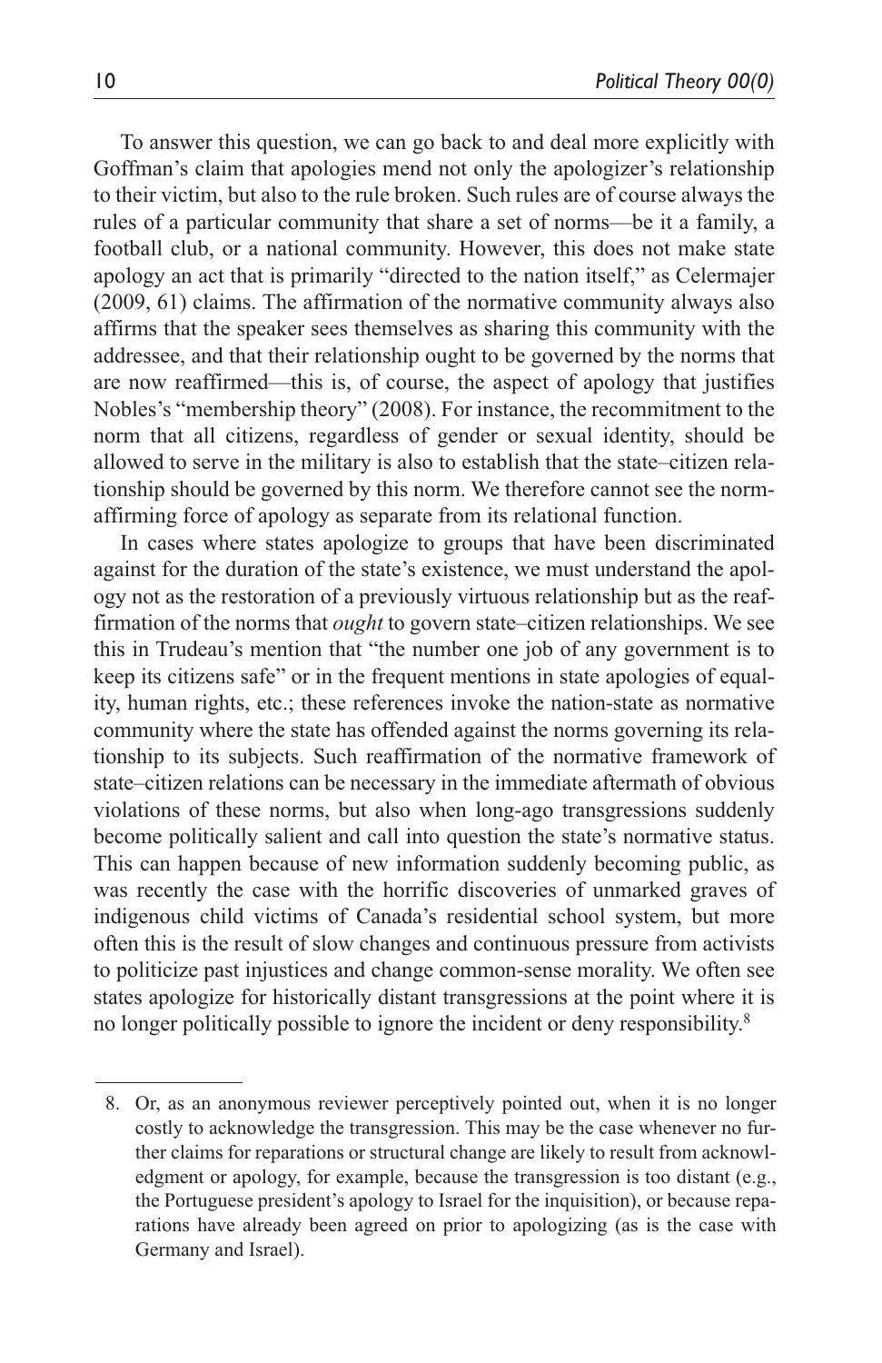To answer this question, we can go back to and deal more explicitly with Goffman's claim that apologies mend not only the apologizer's relationship to their victim, but also to the rule broken. Such rules are of course always the rules of a particular community that share a set of norms—be it a family, a football club, or a national community. However, this does not make state apology an act that is primarily "directed to the nation itself," as Celermajer (2009, 61) claims. The affirmation of the normative community always also affirms that the speaker sees themselves as sharing this community with the addressee, and that their relationship ought to be governed by the norms that are now reaffirmed—this is, of course, the aspect of apology that justifies Nobles's "membership theory" (2008). For instance, the recommitment to the norm that all citizens, regardless of gender or sexual identity, should be allowed to serve in the military is also to establish that the state–citizen relationship should be governed by this norm. We therefore cannot see the norm-affirming force of apology as separate from its relational function.

In cases where states apologize to groups that have been discriminated against for the duration of the state's existence, we must understand the apology not as the restoration of a previously virtuous relationship but as the reaffirmation of the norms that *ought* to govern state–citizen relationships. We see this in Trudeau's mention that "the number one job of any government is to keep its citizens safe" or in the frequent mentions in state apologies of equality, human rights, etc.; these references invoke the nation-state as normative community where the state has offended against the norms governing its relationship to its subjects. Such reaffirmation of the normative framework of state–citizen relations can be necessary in the immediate aftermath of obvious violations of these norms, but also when long-ago transgressions suddenly become politically salient and call into question the state's normative status. This can happen because of new information suddenly becoming public, as was recently the case with the horrific discoveries of unmarked graves of indigenous child victims of Canada's residential school system, but more often this is the result of slow changes and continuous pressure from activists to politicize past injustices and change common-sense morality. We often see states apologize for historically distant transgressions at the point where it is no longer politically possible to ignore the incident or deny responsibility.[8]

8. Or, as an anonymous reviewer perceptively pointed out, when it is no longer costly to acknowledge the transgression. This may be the case whenever no further claims for reparations or structural change are likely to result from acknowledgment or apology, for example, because the transgression is too distant (e.g., the Portuguese president's apology to Israel for the inquisition), or because reparations have already been agreed on prior to apologizing (as is the case with Germany and Israel).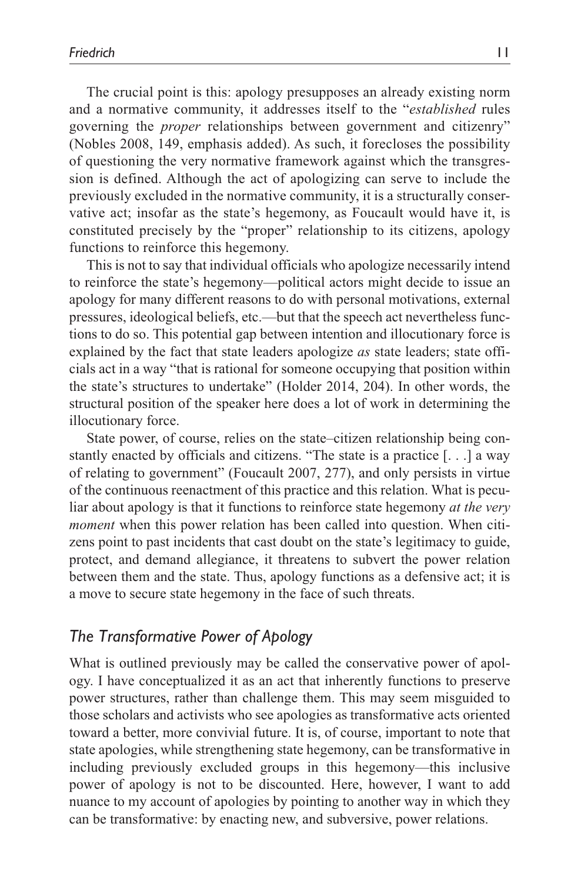The crucial point is this: apology presupposes an already existing norm and a normative community, it addresses itself to the "*established* rules governing the *proper* relationships between government and citizenry" (Nobles 2008, 149, emphasis added). As such, it forecloses the possibility of questioning the very normative framework against which the transgression is defined. Although the act of apologizing can serve to include the previously excluded in the normative community, it is a structurally conservative act; insofar as the state's hegemony, as Foucault would have it, is constituted precisely by the "proper" relationship to its citizens, apology functions to reinforce this hegemony.

This is not to say that individual officials who apologize necessarily intend to reinforce the state's hegemony—political actors might decide to issue an apology for many different reasons to do with personal motivations, external pressures, ideological beliefs, etc.—but that the speech act nevertheless functions to do so. This potential gap between intention and illocutionary force is explained by the fact that state leaders apologize *as* state leaders; state officials act in a way "that is rational for someone occupying that position within the state's structures to undertake" (Holder 2014, 204). In other words, the structural position of the speaker here does a lot of work in determining the illocutionary force.

State power, of course, relies on the state–citizen relationship being constantly enacted by officials and citizens. "The state is a practice [. . .] a way of relating to government" (Foucault 2007, 277), and only persists in virtue of the continuous reenactment of this practice and this relation. What is peculiar about apology is that it functions to reinforce state hegemony *at the very moment* when this power relation has been called into question. When citizens point to past incidents that cast doubt on the state's legitimacy to guide, protect, and demand allegiance, it threatens to subvert the power relation between them and the state. Thus, apology functions as a defensive act; it is a move to secure state hegemony in the face of such threats.

## *The Transformative Power of Apology*

What is outlined previously may be called the conservative power of apology. I have conceptualized it as an act that inherently functions to preserve power structures, rather than challenge them. This may seem misguided to those scholars and activists who see apologies as transformative acts oriented toward a better, more convivial future. It is, of course, important to note that state apologies, while strengthening state hegemony, can be transformative in including previously excluded groups in this hegemony—this inclusive power of apology is not to be discounted. Here, however, I want to add nuance to my account of apologies by pointing to another way in which they can be transformative: by enacting new, and subversive, power relations.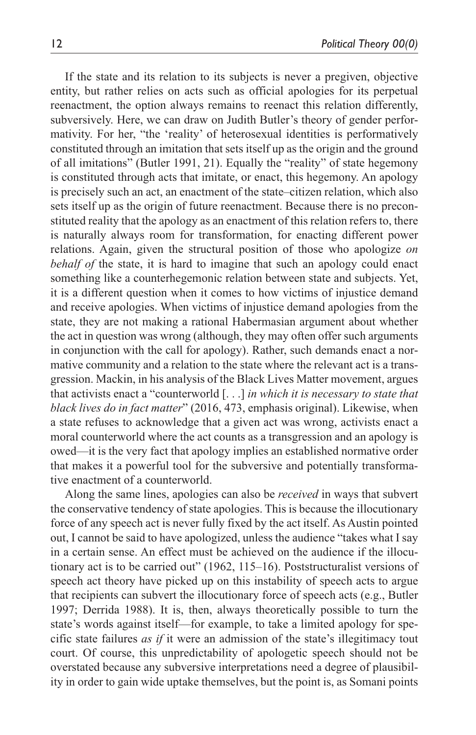If the state and its relation to its subjects is never a pregiven, objective entity, but rather relies on acts such as official apologies for its perpetual reenactment, the option always remains to reenact this relation differently, subversively. Here, we can draw on Judith Butler's theory of gender performativity. For her, "the 'reality' of heterosexual identities is performatively constituted through an imitation that sets itself up as the origin and the ground of all imitations" (Butler 1991, 21). Equally the "reality" of state hegemony is constituted through acts that imitate, or enact, this hegemony. An apology is precisely such an act, an enactment of the state–citizen relation, which also sets itself up as the origin of future reenactment. Because there is no preconstituted reality that the apology as an enactment of this relation refers to, there is naturally always room for transformation, for enacting different power relations. Again, given the structural position of those who apologize *on behalf of* the state, it is hard to imagine that such an apology could enact something like a counterhegemonic relation between state and subjects. Yet, it is a different question when it comes to how victims of injustice demand and receive apologies. When victims of injustice demand apologies from the state, they are not making a rational Habermasian argument about whether the act in question was wrong (although, they may often offer such arguments in conjunction with the call for apology). Rather, such demands enact a normative community and a relation to the state where the relevant act is a transgression. Mackin, in his analysis of the Black Lives Matter movement, argues that activists enact a "counterworld [. . .] *in which it is necessary to state that black lives do in fact matter*" (2016, 473, emphasis original). Likewise, when a state refuses to acknowledge that a given act was wrong, activists enact a moral counterworld where the act counts as a transgression and an apology is owed—it is the very fact that apology implies an established normative order that makes it a powerful tool for the subversive and potentially transformative enactment of a counterworld.

Along the same lines, apologies can also be *received* in ways that subvert the conservative tendency of state apologies. This is because the illocutionary force of any speech act is never fully fixed by the act itself. As Austin pointed out, I cannot be said to have apologized, unless the audience "takes what I say in a certain sense. An effect must be achieved on the audience if the illocutionary act is to be carried out" (1962, 115–16). Poststructuralist versions of speech act theory have picked up on this instability of speech acts to argue that recipients can subvert the illocutionary force of speech acts (e.g., Butler 1997; Derrida 1988). It is, then, always theoretically possible to turn the state's words against itself—for example, to take a limited apology for specific state failures *as if* it were an admission of the state's illegitimacy tout court. Of course, this unpredictability of apologetic speech should not be overstated because any subversive interpretations need a degree of plausibility in order to gain wide uptake themselves, but the point is, as Somani points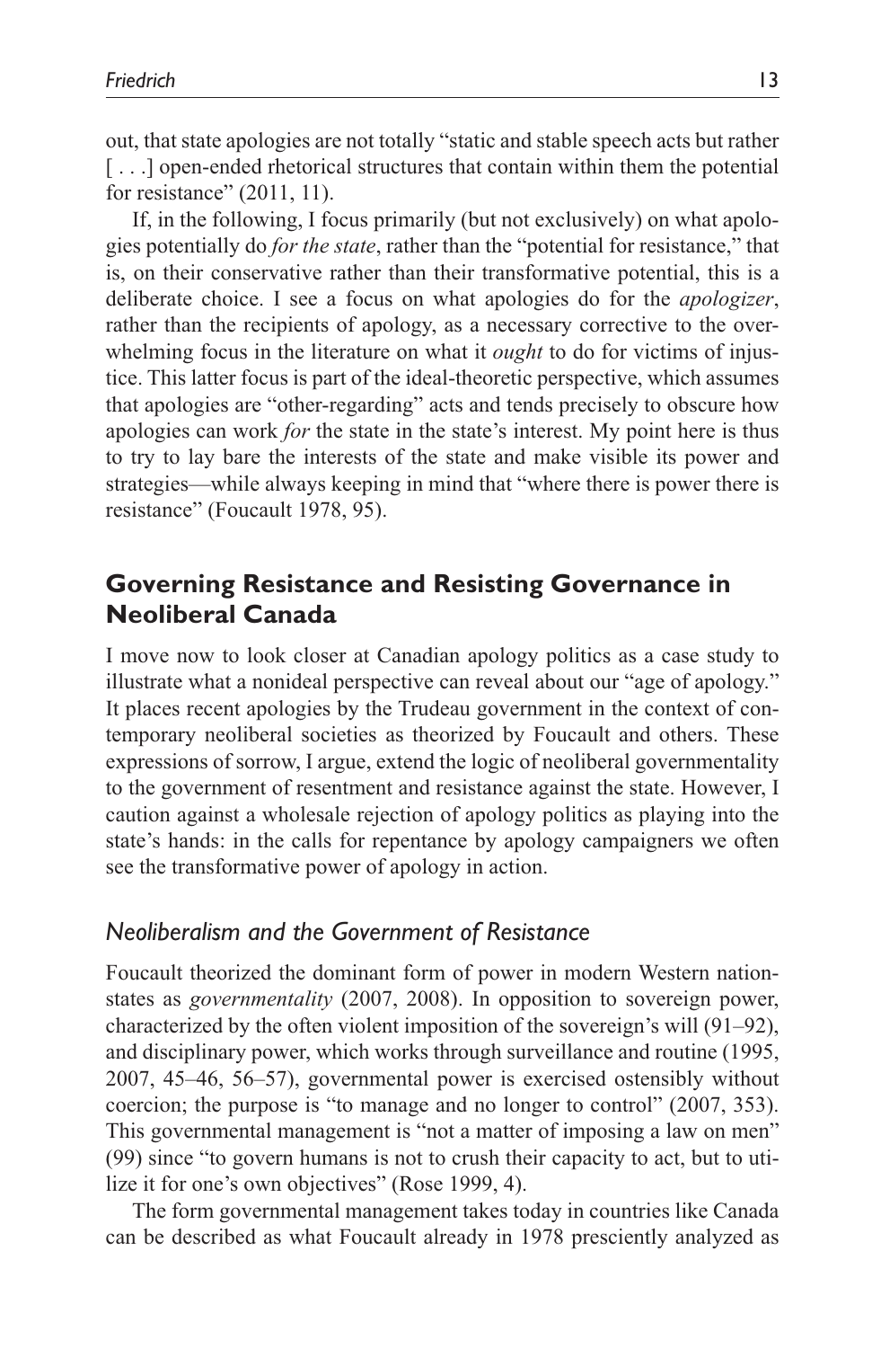out, that state apologies are not totally "static and stable speech acts but rather [ . . .] open-ended rhetorical structures that contain within them the potential for resistance" (2011, 11).

If, in the following, I focus primarily (but not exclusively) on what apologies potentially do *for the state*, rather than the "potential for resistance," that is, on their conservative rather than their transformative potential, this is a deliberate choice. I see a focus on what apologies do for the *apologizer*, rather than the recipients of apology, as a necessary corrective to the overwhelming focus in the literature on what it *ought* to do for victims of injustice. This latter focus is part of the ideal-theoretic perspective, which assumes that apologies are "other-regarding" acts and tends precisely to obscure how apologies can work *for* the state in the state's interest. My point here is thus to try to lay bare the interests of the state and make visible its power and strategies—while always keeping in mind that "where there is power there is resistance" (Foucault 1978, 95).

## Governing Resistance and Resisting Governance in Neoliberal Canada

I move now to look closer at Canadian apology politics as a case study to illustrate what a nonideal perspective can reveal about our "age of apology." It places recent apologies by the Trudeau government in the context of contemporary neoliberal societies as theorized by Foucault and others. These expressions of sorrow, I argue, extend the logic of neoliberal governmentality to the government of resentment and resistance against the state. However, I caution against a wholesale rejection of apology politics as playing into the state's hands: in the calls for repentance by apology campaigners we often see the transformative power of apology in action.

### *Neoliberalism and the Government of Resistance*

Foucault theorized the dominant form of power in modern Western nation-states as *governmentality* (2007, 2008). In opposition to sovereign power, characterized by the often violent imposition of the sovereign's will (91–92), and disciplinary power, which works through surveillance and routine (1995, 2007, 45–46, 56–57), governmental power is exercised ostensibly without coercion; the purpose is "to manage and no longer to control" (2007, 353). This governmental management is "not a matter of imposing a law on men" (99) since "to govern humans is not to crush their capacity to act, but to utilize it for one's own objectives" (Rose 1999, 4).

The form governmental management takes today in countries like Canada can be described as what Foucault already in 1978 presciently analyzed as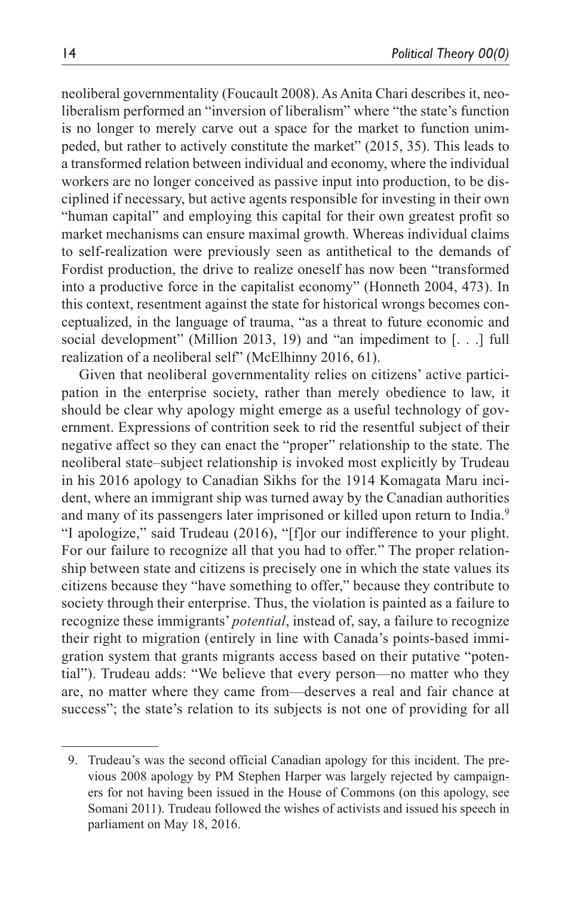neoliberal governmentality (Foucault 2008). As Anita Chari describes it, neoliberalism performed an "inversion of liberalism" where "the state's function is no longer to merely carve out a space for the market to function unimpeded, but rather to actively constitute the market" (2015, 35). This leads to a transformed relation between individual and economy, where the individual workers are no longer conceived as passive input into production, to be disciplined if necessary, but active agents responsible for investing in their own "human capital" and employing this capital for their own greatest profit so market mechanisms can ensure maximal growth. Whereas individual claims to self-realization were previously seen as antithetical to the demands of Fordist production, the drive to realize oneself has now been "transformed into a productive force in the capitalist economy" (Honneth 2004, 473). In this context, resentment against the state for historical wrongs becomes conceptualized, in the language of trauma, "as a threat to future economic and social development" (Million 2013, 19) and "an impediment to [. . .] full realization of a neoliberal self" (McElhinny 2016, 61).

Given that neoliberal governmentality relies on citizens' active participation in the enterprise society, rather than merely obedience to law, it should be clear why apology might emerge as a useful technology of government. Expressions of contrition seek to rid the resentful subject of their negative affect so they can enact the "proper" relationship to the state. The neoliberal state–subject relationship is invoked most explicitly by Trudeau in his 2016 apology to Canadian Sikhs for the 1914 Komagata Maru incident, where an immigrant ship was turned away by the Canadian authorities and many of its passengers later imprisoned or killed upon return to India.[9] "I apologize," said Trudeau (2016), "[f]or our indifference to your plight. For our failure to recognize all that you had to offer." The proper relationship between state and citizens is precisely one in which the state values its citizens because they "have something to offer," because they contribute to society through their enterprise. Thus, the violation is painted as a failure to recognize these immigrants' *potential*, instead of, say, a failure to recognize their right to migration (entirely in line with Canada's points-based immigration system that grants migrants access based on their putative "potential"). Trudeau adds: "We believe that every person—no matter who they are, no matter where they came from—deserves a real and fair chance at success"; the state's relation to its subjects is not one of providing for all

9. Trudeau's was the second official Canadian apology for this incident. The previous 2008 apology by PM Stephen Harper was largely rejected by campaigners for not having been issued in the House of Commons (on this apology, see Somani 2011). Trudeau followed the wishes of activists and issued his speech in parliament on May 18, 2016.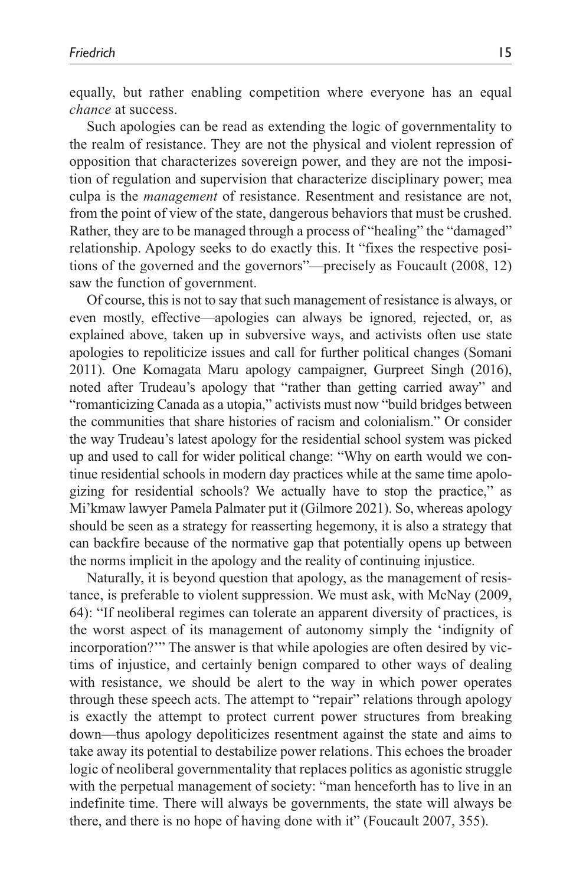equally, but rather enabling competition where everyone has an equal *chance* at success.

Such apologies can be read as extending the logic of governmentality to the realm of resistance. They are not the physical and violent repression of opposition that characterizes sovereign power, and they are not the imposition of regulation and supervision that characterize disciplinary power; mea culpa is the *management* of resistance. Resentment and resistance are not, from the point of view of the state, dangerous behaviors that must be crushed. Rather, they are to be managed through a process of "healing" the "damaged" relationship. Apology seeks to do exactly this. It "fixes the respective positions of the governed and the governors"—precisely as Foucault (2008, 12) saw the function of government.

Of course, this is not to say that such management of resistance is always, or even mostly, effective—apologies can always be ignored, rejected, or, as explained above, taken up in subversive ways, and activists often use state apologies to repoliticize issues and call for further political changes (Somani 2011). One Komagata Maru apology campaigner, Gurpreet Singh (2016), noted after Trudeau's apology that "rather than getting carried away" and "romanticizing Canada as a utopia," activists must now "build bridges between the communities that share histories of racism and colonialism." Or consider the way Trudeau's latest apology for the residential school system was picked up and used to call for wider political change: "Why on earth would we continue residential schools in modern day practices while at the same time apologizing for residential schools? We actually have to stop the practice," as Mi'kmaw lawyer Pamela Palmater put it (Gilmore 2021). So, whereas apology should be seen as a strategy for reasserting hegemony, it is also a strategy that can backfire because of the normative gap that potentially opens up between the norms implicit in the apology and the reality of continuing injustice.

Naturally, it is beyond question that apology, as the management of resistance, is preferable to violent suppression. We must ask, with McNay (2009, 64): "If neoliberal regimes can tolerate an apparent diversity of practices, is the worst aspect of its management of autonomy simply the 'indignity of incorporation?'" The answer is that while apologies are often desired by victims of injustice, and certainly benign compared to other ways of dealing with resistance, we should be alert to the way in which power operates through these speech acts. The attempt to "repair" relations through apology is exactly the attempt to protect current power structures from breaking down—thus apology depoliticizes resentment against the state and aims to take away its potential to destabilize power relations. This echoes the broader logic of neoliberal governmentality that replaces politics as agonistic struggle with the perpetual management of society: "man henceforth has to live in an indefinite time. There will always be governments, the state will always be there, and there is no hope of having done with it" (Foucault 2007, 355).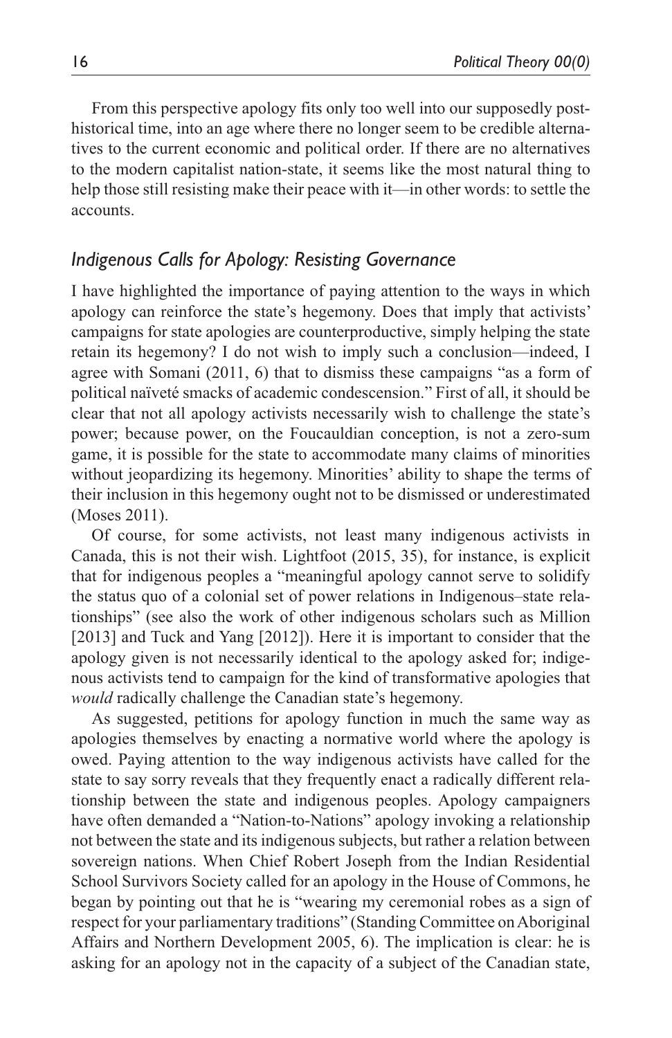From this perspective apology fits only too well into our supposedly post-historical time, into an age where there no longer seem to be credible alternatives to the current economic and political order. If there are no alternatives to the modern capitalist nation-state, it seems like the most natural thing to help those still resisting make their peace with it—in other words: to settle the accounts.

### *Indigenous Calls for Apology: Resisting Governance*

I have highlighted the importance of paying attention to the ways in which apology can reinforce the state's hegemony. Does that imply that activists' campaigns for state apologies are counterproductive, simply helping the state retain its hegemony? I do not wish to imply such a conclusion—indeed, I agree with Somani (2011, 6) that to dismiss these campaigns "as a form of political naïveté smacks of academic condescension." First of all, it should be clear that not all apology activists necessarily wish to challenge the state's power; because power, on the Foucauldian conception, is not a zero-sum game, it is possible for the state to accommodate many claims of minorities without jeopardizing its hegemony. Minorities' ability to shape the terms of their inclusion in this hegemony ought not to be dismissed or underestimated (Moses 2011).

Of course, for some activists, not least many indigenous activists in Canada, this is not their wish. Lightfoot (2015, 35), for instance, is explicit that for indigenous peoples a "meaningful apology cannot serve to solidify the status quo of a colonial set of power relations in Indigenous–state relationships" (see also the work of other indigenous scholars such as Million [2013] and Tuck and Yang [2012]). Here it is important to consider that the apology given is not necessarily identical to the apology asked for; indigenous activists tend to campaign for the kind of transformative apologies that *would* radically challenge the Canadian state's hegemony.

As suggested, petitions for apology function in much the same way as apologies themselves by enacting a normative world where the apology is owed. Paying attention to the way indigenous activists have called for the state to say sorry reveals that they frequently enact a radically different relationship between the state and indigenous peoples. Apology campaigners have often demanded a "Nation-to-Nations" apology invoking a relationship not between the state and its indigenous subjects, but rather a relation between sovereign nations. When Chief Robert Joseph from the Indian Residential School Survivors Society called for an apology in the House of Commons, he began by pointing out that he is "wearing my ceremonial robes as a sign of respect for your parliamentary traditions" (Standing Committee on Aboriginal Affairs and Northern Development 2005, 6). The implication is clear: he is asking for an apology not in the capacity of a subject of the Canadian state,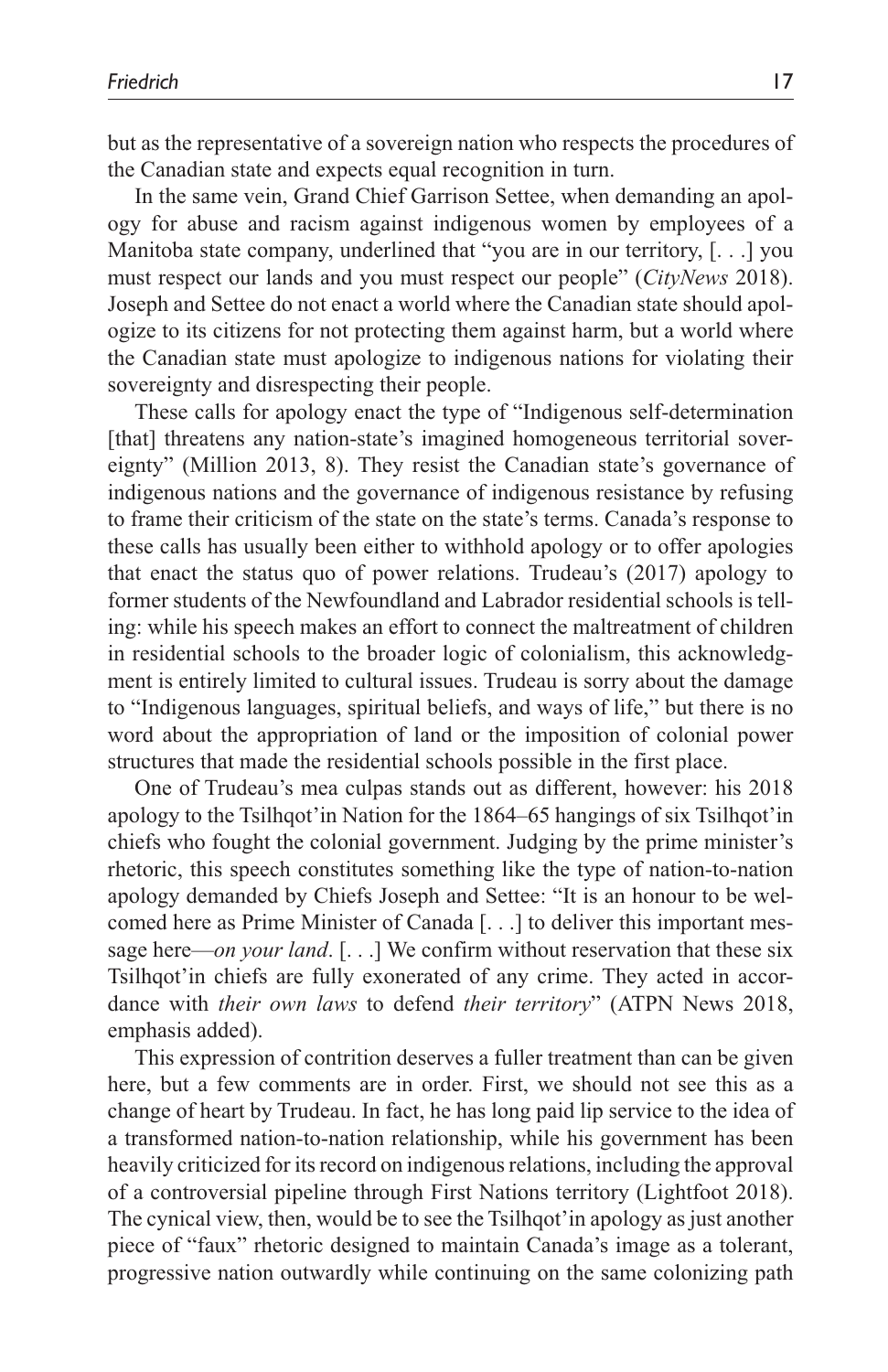but as the representative of a sovereign nation who respects the procedures of the Canadian state and expects equal recognition in turn.

In the same vein, Grand Chief Garrison Settee, when demanding an apology for abuse and racism against indigenous women by employees of a Manitoba state company, underlined that "you are in our territory, [. . .] you must respect our lands and you must respect our people" (*CityNews* 2018). Joseph and Settee do not enact a world where the Canadian state should apologize to its citizens for not protecting them against harm, but a world where the Canadian state must apologize to indigenous nations for violating their sovereignty and disrespecting their people.

These calls for apology enact the type of "Indigenous self-determination [that] threatens any nation-state's imagined homogeneous territorial sovereignty" (Million 2013, 8). They resist the Canadian state's governance of indigenous nations and the governance of indigenous resistance by refusing to frame their criticism of the state on the state's terms. Canada's response to these calls has usually been either to withhold apology or to offer apologies that enact the status quo of power relations. Trudeau's (2017) apology to former students of the Newfoundland and Labrador residential schools is telling: while his speech makes an effort to connect the maltreatment of children in residential schools to the broader logic of colonialism, this acknowledgment is entirely limited to cultural issues. Trudeau is sorry about the damage to "Indigenous languages, spiritual beliefs, and ways of life," but there is no word about the appropriation of land or the imposition of colonial power structures that made the residential schools possible in the first place.

One of Trudeau's mea culpas stands out as different, however: his 2018 apology to the Tsilhqot'in Nation for the 1864–65 hangings of six Tsilhqot'in chiefs who fought the colonial government. Judging by the prime minister's rhetoric, this speech constitutes something like the type of nation-to-nation apology demanded by Chiefs Joseph and Settee: "It is an honour to be welcomed here as Prime Minister of Canada [. . .] to deliver this important message here—*on your land*. [. . .] We confirm without reservation that these six Tsilhqot'in chiefs are fully exonerated of any crime. They acted in accordance with *their own laws* to defend *their territory*" (ATPN News 2018, emphasis added).

This expression of contrition deserves a fuller treatment than can be given here, but a few comments are in order. First, we should not see this as a change of heart by Trudeau. In fact, he has long paid lip service to the idea of a transformed nation-to-nation relationship, while his government has been heavily criticized for its record on indigenous relations, including the approval of a controversial pipeline through First Nations territory (Lightfoot 2018). The cynical view, then, would be to see the Tsilhqot'in apology as just another piece of "faux" rhetoric designed to maintain Canada's image as a tolerant, progressive nation outwardly while continuing on the same colonizing path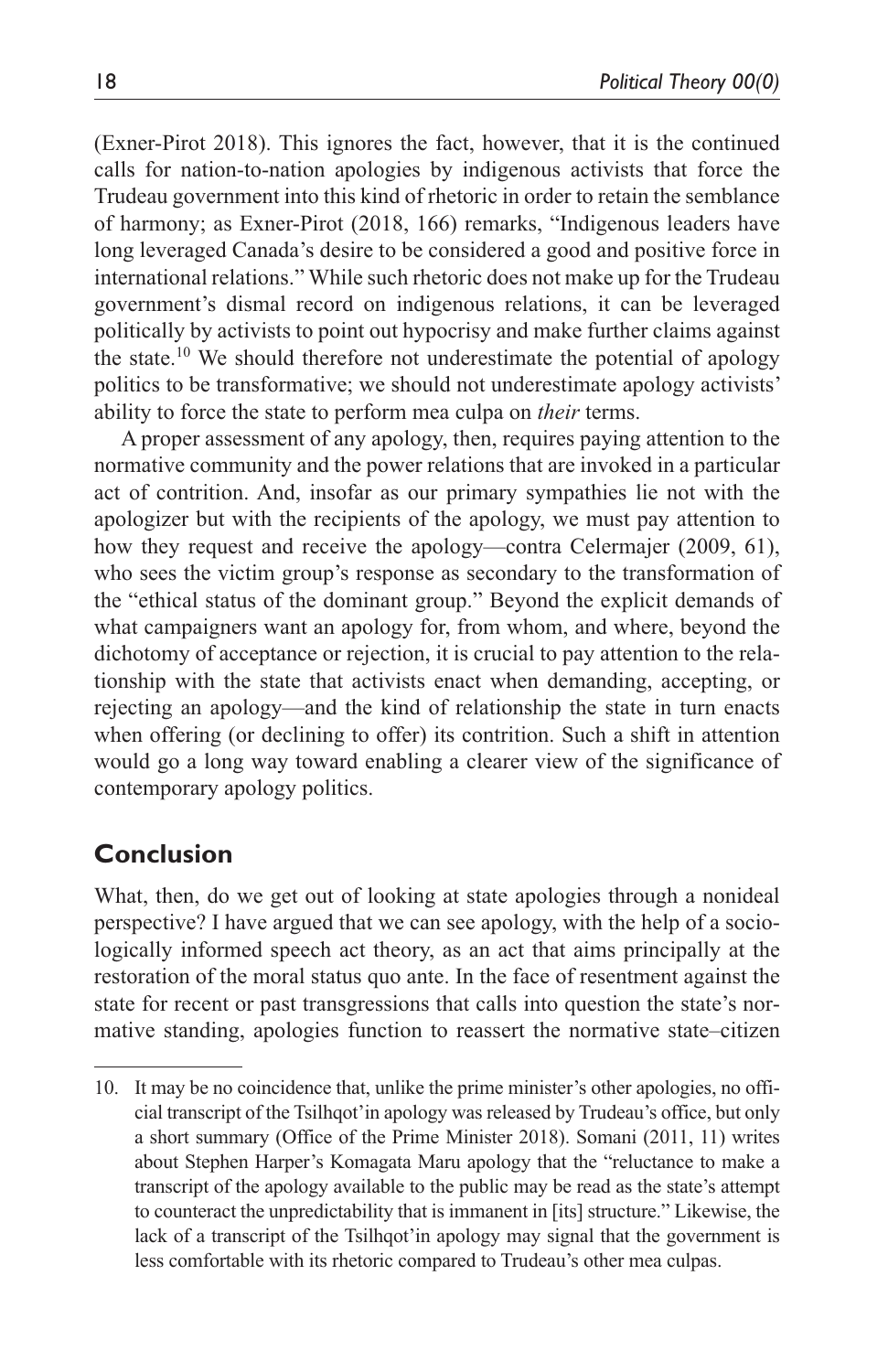(Exner-Pirot 2018). This ignores the fact, however, that it is the continued calls for nation-to-nation apologies by indigenous activists that force the Trudeau government into this kind of rhetoric in order to retain the semblance of harmony; as Exner-Pirot (2018, 166) remarks, "Indigenous leaders have long leveraged Canada's desire to be considered a good and positive force in international relations." While such rhetoric does not make up for the Trudeau government's dismal record on indigenous relations, it can be leveraged politically by activists to point out hypocrisy and make further claims against the state.[10] We should therefore not underestimate the potential of apology politics to be transformative; we should not underestimate apology activists' ability to force the state to perform mea culpa on *their* terms.

A proper assessment of any apology, then, requires paying attention to the normative community and the power relations that are invoked in a particular act of contrition. And, insofar as our primary sympathies lie not with the apologizer but with the recipients of the apology, we must pay attention to how they request and receive the apology—contra Celermajer (2009, 61), who sees the victim group's response as secondary to the transformation of the "ethical status of the dominant group." Beyond the explicit demands of what campaigners want an apology for, from whom, and where, beyond the dichotomy of acceptance or rejection, it is crucial to pay attention to the relationship with the state that activists enact when demanding, accepting, or rejecting an apology—and the kind of relationship the state in turn enacts when offering (or declining to offer) its contrition. Such a shift in attention would go a long way toward enabling a clearer view of the significance of contemporary apology politics.

## Conclusion

What, then, do we get out of looking at state apologies through a nonideal perspective? I have argued that we can see apology, with the help of a sociologically informed speech act theory, as an act that aims principally at the restoration of the moral status quo ante. In the face of resentment against the state for recent or past transgressions that calls into question the state's normative standing, apologies function to reassert the normative state–citizen

---

10. It may be no coincidence that, unlike the prime minister's other apologies, no official transcript of the Tsilhqot'in apology was released by Trudeau's office, but only a short summary (Office of the Prime Minister 2018). Somani (2011, 11) writes about Stephen Harper's Komagata Maru apology that the "reluctance to make a transcript of the apology available to the public may be read as the state's attempt to counteract the unpredictability that is immanent in [its] structure." Likewise, the lack of a transcript of the Tsilhqot'in apology may signal that the government is less comfortable with its rhetoric compared to Trudeau's other mea culpas.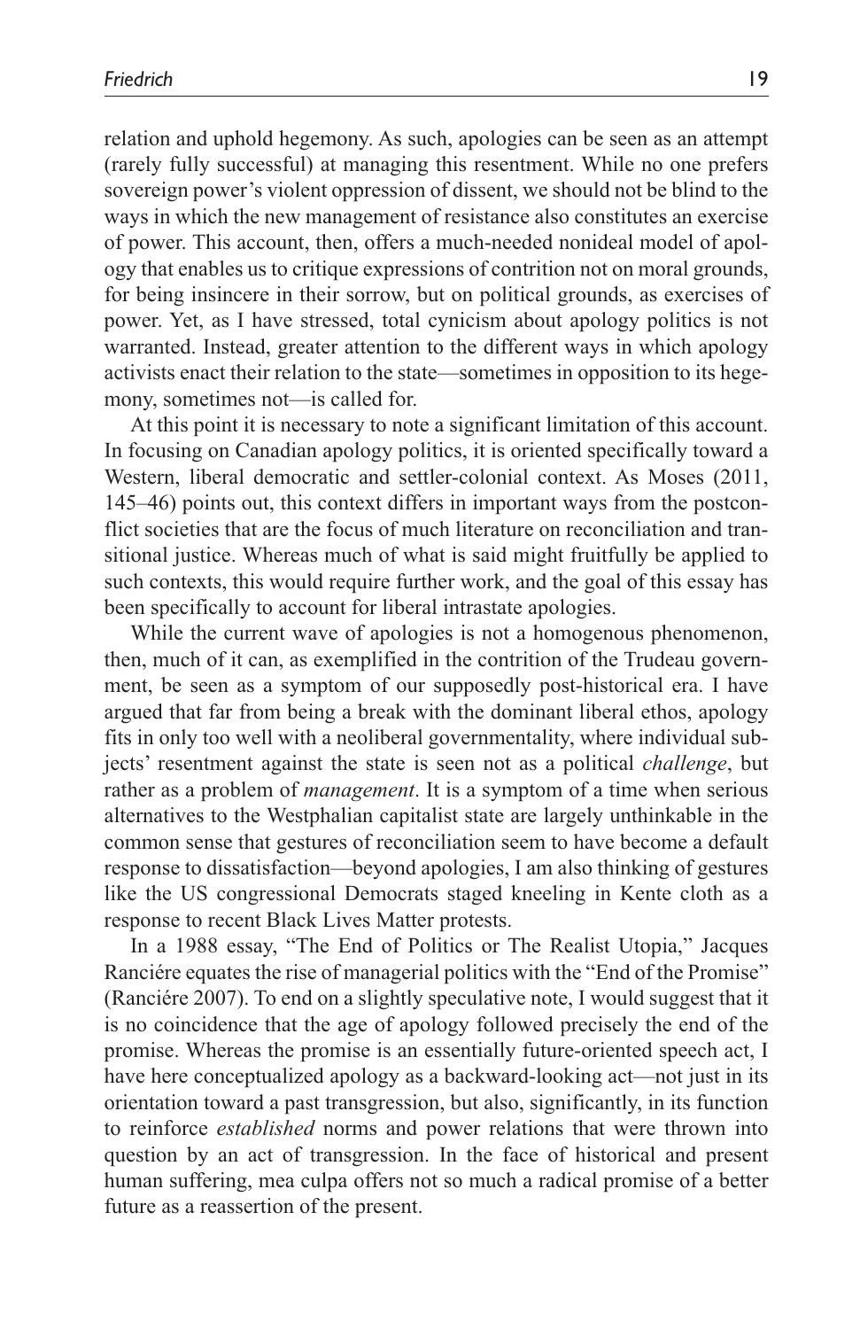relation and uphold hegemony. As such, apologies can be seen as an attempt (rarely fully successful) at managing this resentment. While no one prefers sovereign power's violent oppression of dissent, we should not be blind to the ways in which the new management of resistance also constitutes an exercise of power. This account, then, offers a much-needed nonideal model of apology that enables us to critique expressions of contrition not on moral grounds, for being insincere in their sorrow, but on political grounds, as exercises of power. Yet, as I have stressed, total cynicism about apology politics is not warranted. Instead, greater attention to the different ways in which apology activists enact their relation to the state—sometimes in opposition to its hegemony, sometimes not—is called for.

At this point it is necessary to note a significant limitation of this account. In focusing on Canadian apology politics, it is oriented specifically toward a Western, liberal democratic and settler-colonial context. As Moses (2011, 145–46) points out, this context differs in important ways from the postconflict societies that are the focus of much literature on reconciliation and transitional justice. Whereas much of what is said might fruitfully be applied to such contexts, this would require further work, and the goal of this essay has been specifically to account for liberal intrastate apologies.

While the current wave of apologies is not a homogenous phenomenon, then, much of it can, as exemplified in the contrition of the Trudeau government, be seen as a symptom of our supposedly post-historical era. I have argued that far from being a break with the dominant liberal ethos, apology fits in only too well with a neoliberal governmentality, where individual subjects' resentment against the state is seen not as a political *challenge*, but rather as a problem of *management*. It is a symptom of a time when serious alternatives to the Westphalian capitalist state are largely unthinkable in the common sense that gestures of reconciliation seem to have become a default response to dissatisfaction—beyond apologies, I am also thinking of gestures like the US congressional Democrats staged kneeling in Kente cloth as a response to recent Black Lives Matter protests.

In a 1988 essay, "The End of Politics or The Realist Utopia," Jacques Ranciére equates the rise of managerial politics with the "End of the Promise" (Ranciére 2007). To end on a slightly speculative note, I would suggest that it is no coincidence that the age of apology followed precisely the end of the promise. Whereas the promise is an essentially future-oriented speech act, I have here conceptualized apology as a backward-looking act—not just in its orientation toward a past transgression, but also, significantly, in its function to reinforce *established* norms and power relations that were thrown into question by an act of transgression. In the face of historical and present human suffering, mea culpa offers not so much a radical promise of a better future as a reassertion of the present.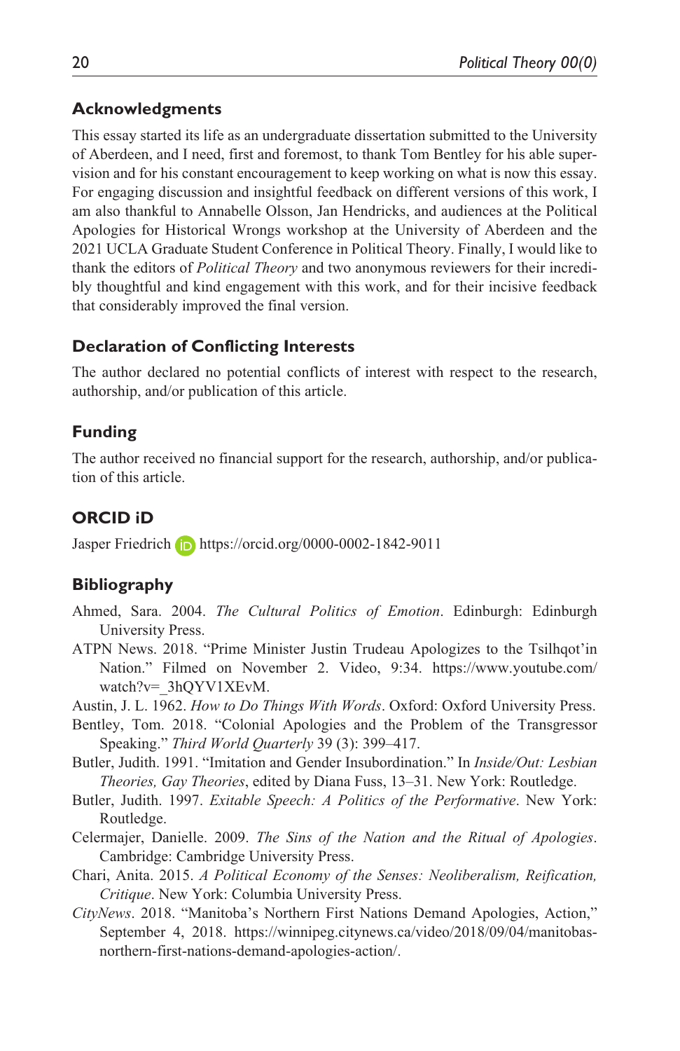## Acknowledgments

This essay started its life as an undergraduate dissertation submitted to the University of Aberdeen, and I need, first and foremost, to thank Tom Bentley for his able supervision and for his constant encouragement to keep working on what is now this essay. For engaging discussion and insightful feedback on different versions of this work, I am also thankful to Annabelle Olsson, Jan Hendricks, and audiences at the Political Apologies for Historical Wrongs workshop at the University of Aberdeen and the 2021 UCLA Graduate Student Conference in Political Theory. Finally, I would like to thank the editors of *Political Theory* and two anonymous reviewers for their incredibly thoughtful and kind engagement with this work, and for their incisive feedback that considerably improved the final version.

## Declaration of Conflicting Interests

The author declared no potential conflicts of interest with respect to the research, authorship, and/or publication of this article.

## Funding

The author received no financial support for the research, authorship, and/or publication of this article.

## ORCID iD

Jasper Friedrich https://orcid.org/0000-0002-1842-9011

## Bibliography

Ahmed, Sara. 2004. *The Cultural Politics of Emotion*. Edinburgh: Edinburgh University Press.

ATPN News. 2018. "Prime Minister Justin Trudeau Apologizes to the Tsilhqot'in Nation." Filmed on November 2. Video, 9:34. https://www.youtube.com/watch?v=_3hQYV1XEvM.

Austin, J. L. 1962. *How to Do Things With Words*. Oxford: Oxford University Press.

Bentley, Tom. 2018. "Colonial Apologies and the Problem of the Transgressor Speaking." *Third World Quarterly* 39 (3): 399–417.

Butler, Judith. 1991. "Imitation and Gender Insubordination." In *Inside/Out: Lesbian Theories, Gay Theories*, edited by Diana Fuss, 13–31. New York: Routledge.

Butler, Judith. 1997. *Excitable Speech: A Politics of the Performative*. New York: Routledge.

Celermajer, Danielle. 2009. *The Sins of the Nation and the Ritual of Apologies*. Cambridge: Cambridge University Press.

Chari, Anita. 2015. *A Political Economy of the Senses: Neoliberalism, Reification, Critique*. New York: Columbia University Press.

*CityNews*. 2018. "Manitoba's Northern First Nations Demand Apologies, Action," September 4, 2018. https://winnipeg.citynews.ca/video/2018/09/04/manitobas-northern-first-nations-demand-apologies-action/.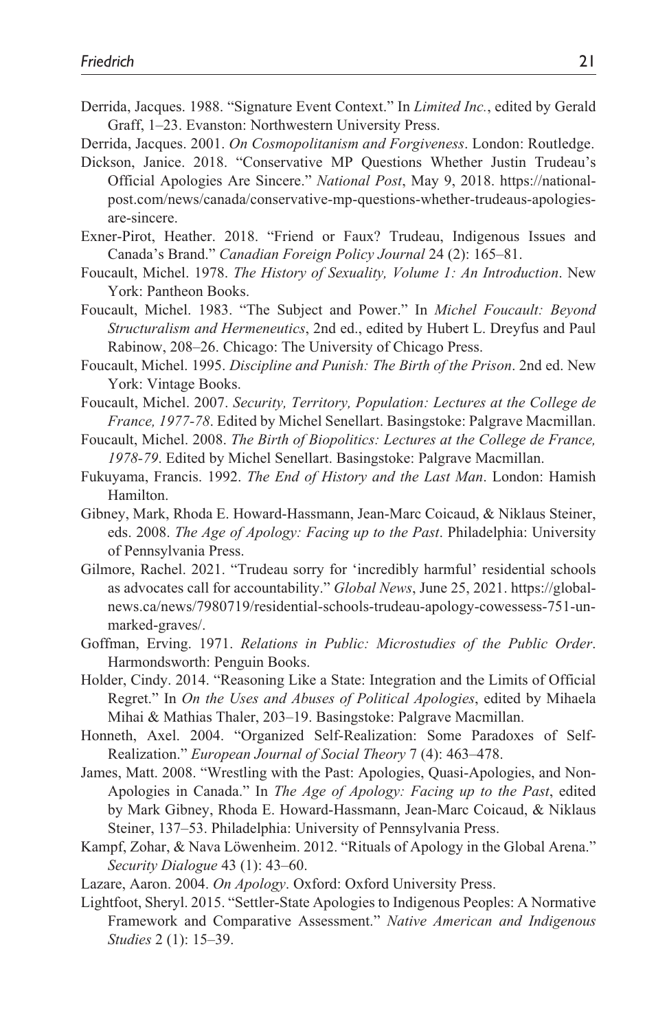Derrida, Jacques. 1988. "Signature Event Context." In *Limited Inc.*, edited by Gerald Graff, 1–23. Evanston: Northwestern University Press.

Derrida, Jacques. 2001. *On Cosmopolitanism and Forgiveness*. London: Routledge.

Dickson, Janice. 2018. "Conservative MP Questions Whether Justin Trudeau's Official Apologies Are Sincere." *National Post*, May 9, 2018. https://nationalpost.com/news/canada/conservative-mp-questions-whether-trudeaus-apologies-are-sincere.

Exner-Pirot, Heather. 2018. "Friend or Faux? Trudeau, Indigenous Issues and Canada's Brand." *Canadian Foreign Policy Journal* 24 (2): 165–81.

Foucault, Michel. 1978. *The History of Sexuality, Volume 1: An Introduction*. New York: Pantheon Books.

Foucault, Michel. 1983. "The Subject and Power." In *Michel Foucault: Beyond Structuralism and Hermeneutics*, 2nd ed., edited by Hubert L. Dreyfus and Paul Rabinow, 208–26. Chicago: The University of Chicago Press.

Foucault, Michel. 1995. *Discipline and Punish: The Birth of the Prison*. 2nd ed. New York: Vintage Books.

Foucault, Michel. 2007. *Security, Territory, Population: Lectures at the College de France, 1977-78*. Edited by Michel Senellart. Basingstoke: Palgrave Macmillan.

Foucault, Michel. 2008. *The Birth of Biopolitics: Lectures at the College de France, 1978-79*. Edited by Michel Senellart. Basingstoke: Palgrave Macmillan.

Fukuyama, Francis. 1992. *The End of History and the Last Man*. London: Hamish Hamilton.

Gibney, Mark, Rhoda E. Howard-Hassmann, Jean-Marc Coicaud, & Niklaus Steiner, eds. 2008. *The Age of Apology: Facing up to the Past*. Philadelphia: University of Pennsylvania Press.

Gilmore, Rachel. 2021. "Trudeau sorry for 'incredibly harmful' residential schools as advocates call for accountability." *Global News*, June 25, 2021. https://globalnews.ca/news/7980719/residential-schools-trudeau-apology-cowessess-751-unmarked-graves/.

Goffman, Erving. 1971. *Relations in Public: Microstudies of the Public Order*. Harmondsworth: Penguin Books.

Holder, Cindy. 2014. "Reasoning Like a State: Integration and the Limits of Official Regret." In *On the Uses and Abuses of Political Apologies*, edited by Mihaela Mihai & Mathias Thaler, 203–19. Basingstoke: Palgrave Macmillan.

Honneth, Axel. 2004. "Organized Self-Realization: Some Paradoxes of Self-Realization." *European Journal of Social Theory* 7 (4): 463–478.

James, Matt. 2008. "Wrestling with the Past: Apologies, Quasi-Apologies, and Non-Apologies in Canada." In *The Age of Apology: Facing up to the Past*, edited by Mark Gibney, Rhoda E. Howard-Hassmann, Jean-Marc Coicaud, & Niklaus Steiner, 137–53. Philadelphia: University of Pennsylvania Press.

Kampf, Zohar, & Nava Löwenheim. 2012. "Rituals of Apology in the Global Arena." *Security Dialogue* 43 (1): 43–60.

Lazare, Aaron. 2004. *On Apology*. Oxford: Oxford University Press.

Lightfoot, Sheryl. 2015. "Settler-State Apologies to Indigenous Peoples: A Normative Framework and Comparative Assessment." *Native American and Indigenous Studies* 2 (1): 15–39.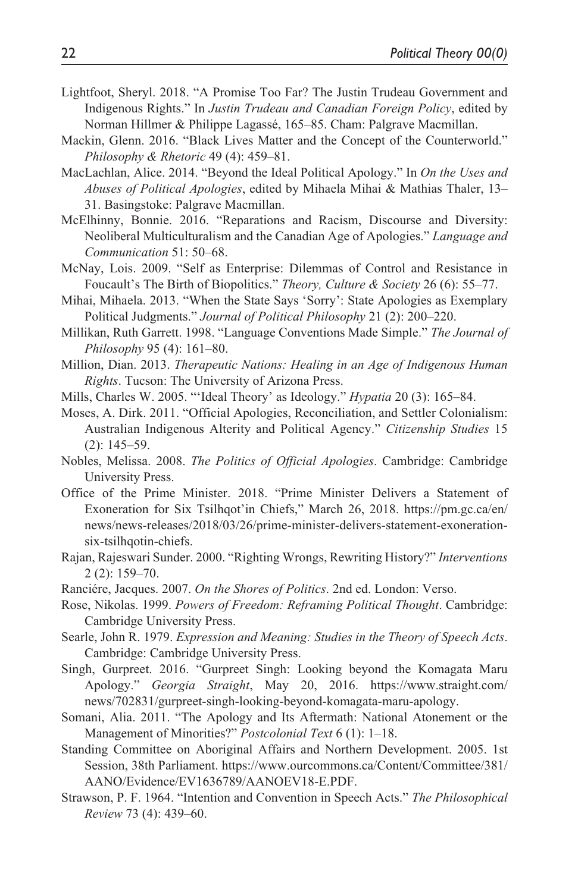Lightfoot, Sheryl. 2018. "A Promise Too Far? The Justin Trudeau Government and Indigenous Rights." In *Justin Trudeau and Canadian Foreign Policy*, edited by Norman Hillmer & Philippe Lagassé, 165–85. Cham: Palgrave Macmillan.

Mackin, Glenn. 2016. "Black Lives Matter and the Concept of the Counterworld." *Philosophy & Rhetoric* 49 (4): 459–81.

MacLachlan, Alice. 2014. "Beyond the Ideal Political Apology." In *On the Uses and Abuses of Political Apologies*, edited by Mihaela Mihai & Mathias Thaler, 13–31. Basingstoke: Palgrave Macmillan.

McElhinny, Bonnie. 2016. "Reparations and Racism, Discourse and Diversity: Neoliberal Multiculturalism and the Canadian Age of Apologies." *Language and Communication* 51: 50–68.

McNay, Lois. 2009. "Self as Enterprise: Dilemmas of Control and Resistance in Foucault's The Birth of Biopolitics." *Theory, Culture & Society* 26 (6): 55–77.

Mihai, Mihaela. 2013. "When the State Says 'Sorry': State Apologies as Exemplary Political Judgments." *Journal of Political Philosophy* 21 (2): 200–220.

Millikan, Ruth Garrett. 1998. "Language Conventions Made Simple." *The Journal of Philosophy* 95 (4): 161–80.

Million, Dian. 2013. *Therapeutic Nations: Healing in an Age of Indigenous Human Rights*. Tucson: The University of Arizona Press.

Mills, Charles W. 2005. "'Ideal Theory' as Ideology." *Hypatia* 20 (3): 165–84.

Moses, A. Dirk. 2011. "Official Apologies, Reconciliation, and Settler Colonialism: Australian Indigenous Alterity and Political Agency." *Citizenship Studies* 15 (2): 145–59.

Nobles, Melissa. 2008. *The Politics of Official Apologies*. Cambridge: Cambridge University Press.

Office of the Prime Minister. 2018. "Prime Minister Delivers a Statement of Exoneration for Six Tsilhqot'in Chiefs," March 26, 2018. https://pm.gc.ca/en/news/news-releases/2018/03/26/prime-minister-delivers-statement-exoneration-six-tsilhqotin-chiefs.

Rajan, Rajeswari Sunder. 2000. "Righting Wrongs, Rewriting History?" *Interventions* 2 (2): 159–70.

Renciére, Jacques. 2007. *On the Shores of Politics*. 2nd ed. London: Verso.

Rose, Nikolas. 1999. *Powers of Freedom: Reframing Political Thought*. Cambridge: Cambridge University Press.

Searle, John R. 1979. *Expression and Meaning: Studies in the Theory of Speech Acts*. Cambridge: Cambridge University Press.

Singh, Gurpreet. 2016. "Gurpreet Singh: Looking beyond the Komagata Maru Apology." *Georgia Straight*, May 20, 2016. https://www.straight.com/news/702831/gurpreet-singh-looking-beyond-komagata-maru-apology.

Somani, Alia. 2011. "The Apology and Its Aftermath: National Atonement or the Management of Minorities?" *Postcolonial Text* 6 (1): 1–18.

Standing Committee on Aboriginal Affairs and Northern Development. 2005. 1st Session, 38th Parliament. https://www.ourcommons.ca/Content/Committee/381/AANO/Evidence/EV1636789/AANOEV18-E.PDF.

Strawson, P. F. 1964. "Intention and Convention in Speech Acts." *The Philosophical Review* 73 (4): 439–60.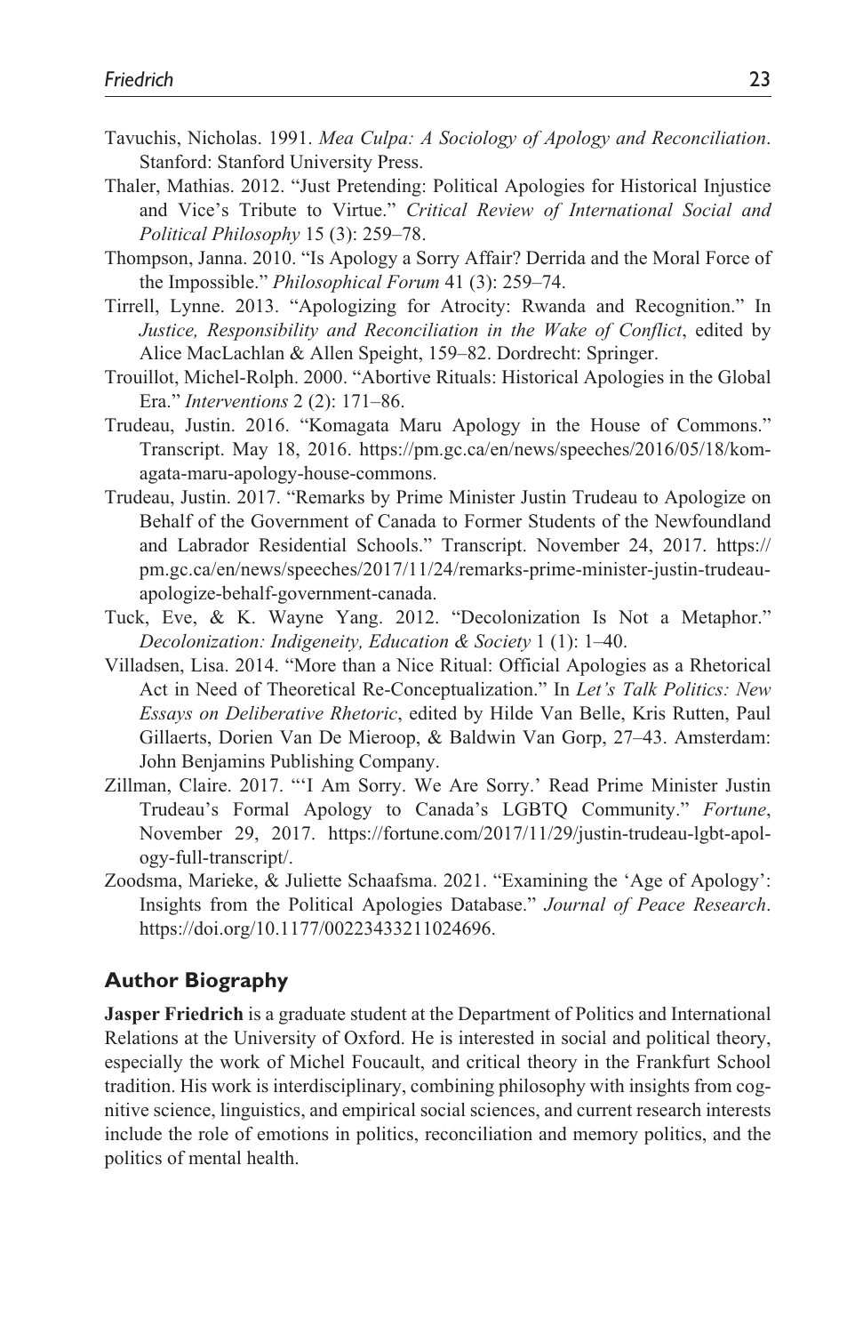Tavuchis, Nicholas. 1991. *Mea Culpa: A Sociology of Apology and Reconciliation*. Stanford: Stanford University Press.

Thaler, Mathias. 2012. "Just Pretending: Political Apologies for Historical Injustice and Vice's Tribute to Virtue." *Critical Review of International Social and Political Philosophy* 15 (3): 259–78.

Thompson, Janna. 2010. "Is Apology a Sorry Affair? Derrida and the Moral Force of the Impossible." *Philosophical Forum* 41 (3): 259–74.

Tirrell, Lynne. 2013. "Apologizing for Atrocity: Rwanda and Recognition." In *Justice, Responsibility and Reconciliation in the Wake of Conflict*, edited by Alice MacLachlan & Allen Speight, 159–82. Dordrecht: Springer.

Trouillot, Michel-Rolph. 2000. "Abortive Rituals: Historical Apologies in the Global Era." *Interventions* 2 (2): 171–86.

Trudeau, Justin. 2016. "Komagata Maru Apology in the House of Commons." Transcript. May 18, 2016. https://pm.gc.ca/en/news/speeches/2016/05/18/komagata-maru-apology-house-commons.

Trudeau, Justin. 2017. "Remarks by Prime Minister Justin Trudeau to Apologize on Behalf of the Government of Canada to Former Students of the Newfoundland and Labrador Residential Schools." Transcript. November 24, 2017. https://pm.gc.ca/en/news/speeches/2017/11/24/remarks-prime-minister-justin-trudeau-apologize-behalf-government-canada.

Tuck, Eve, & K. Wayne Yang. 2012. "Decolonization Is Not a Metaphor." *Decolonization: Indigeneity, Education & Society* 1 (1): 1–40.

Villadsen, Lisa. 2014. "More than a Nice Ritual: Official Apologies as a Rhetorical Act in Need of Theoretical Re-Conceptualization." In *Let's Talk Politics: New Essays on Deliberative Rhetoric*, edited by Hilde Van Belle, Kris Rutten, Paul Gillaerts, Dorien Van De Mieroop, & Baldwin Van Gorp, 27–43. Amsterdam: John Benjamins Publishing Company.

Zillman, Claire. 2017. "'I Am Sorry. We Are Sorry.' Read Prime Minister Justin Trudeau's Formal Apology to Canada's LGBTQ Community." *Fortune*, November 29, 2017. https://fortune.com/2017/11/29/justin-trudeau-lgbt-apology-full-transcript/.

Zoodsma, Marieke, & Juliette Schaafsma. 2021. "Examining the 'Age of Apology': Insights from the Political Apologies Database." *Journal of Peace Research*. https://doi.org/10.1177/00223433211024696.

## Author Biography

**Jasper Friedrich** is a graduate student at the Department of Politics and International Relations at the University of Oxford. He is interested in social and political theory, especially the work of Michel Foucault, and critical theory in the Frankfurt School tradition. His work is interdisciplinary, combining philosophy with insights from cognitive science, linguistics, and empirical social sciences, and current research interests include the role of emotions in politics, reconciliation and memory politics, and the politics of mental health.